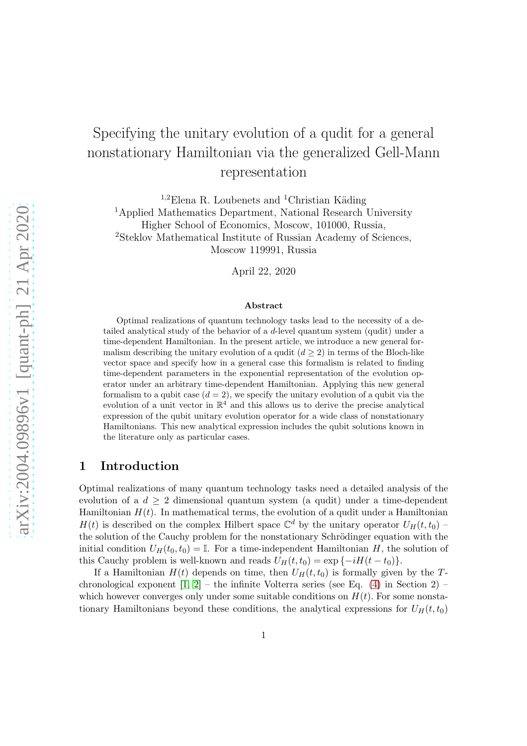# Specifying the unitary evolution of a qudit for a general nonstationary Hamiltonian via the generalized Gell-Mann representation

[1,2]Elena R. Loubenets and [1]Christian Käding

[1]Applied Mathematics Department, National Research University Higher School of Economics, Moscow, 101000, Russia,

[2]Steklov Mathematical Institute of Russian Academy of Sciences, Moscow 119991, Russia

April 22, 2020

### Abstract

Optimal realizations of quantum technology tasks lead to the necessity of a detailed analytical study of the behavior of a $d$-level quantum system (qudit) under a time-dependent Hamiltonian. In the present article, we introduce a new general formalism describing the unitary evolution of a qudit ($d \geq 2$) in terms of the Bloch-like vector space and specify how in a general case this formalism is related to finding time-dependent parameters in the exponential representation of the evolution operator under an arbitrary time-dependent Hamiltonian. Applying this new general formalism to a qubit case ($d = 2$), we specify the unitary evolution of a qubit via the evolution of a unit vector in $\mathbb{R}^4$ and this allows us to derive the precise analytical expression of the qubit unitary evolution operator for a wide class of nonstationary Hamiltonians. This new analytical expression includes the qubit solutions known in the literature only as particular cases.

## 1 Introduction

Optimal realizations of many quantum technology tasks need a detailed analysis of the evolution of a $d \geq 2$ dimensional quantum system (a qudit) under a time-dependent Hamiltonian $H(t)$. In mathematical terms, the evolution of a qudit under a Hamiltonian $H(t)$ is described on the complex Hilbert space $\mathbb{C}^d$ by the unitary operator $U_H(t, t_0)$ – the solution of the Cauchy problem for the nonstationary Schrödinger equation with the initial condition $U_H(t_0, t_0) = \mathbb{I}$. For a time-independent Hamiltonian $H$, the solution of this Cauchy problem is well-known and reads $U_H(t, t_0) = \exp\{-iH(t - t_0)\}$.

If a Hamiltonian $H(t)$ depends on time, then $U_H(t, t_0)$ is formally given by the $T$-chronological exponent [1, 2] – the infinite Volterra series (see Eq. (4) in Section 2) – which however converges only under some suitable conditions on $H(t)$. For some nonstationary Hamiltonians beyond these conditions, the analytical expressions for $U_H(t, t_0)$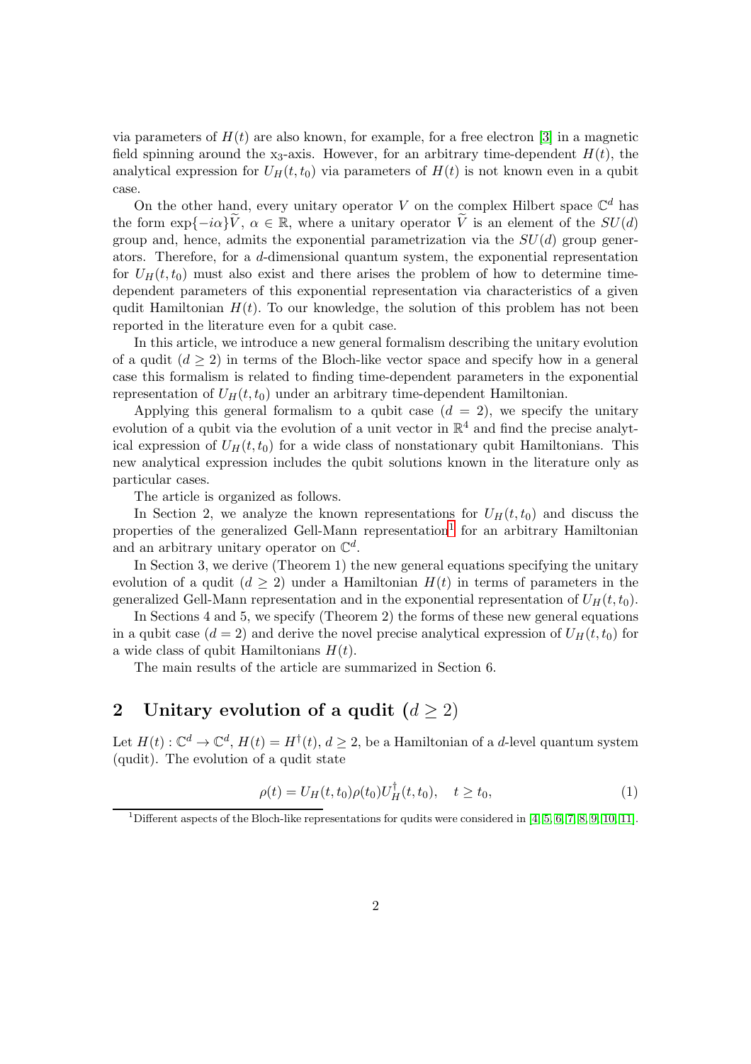via parameters of $H(t)$ are also known, for example, for a free electron [3] in a magnetic field spinning around the $x_3$-axis. However, for an arbitrary time-dependent $H(t)$, the analytical expression for $U_H(t, t_0)$ via parameters of $H(t)$ is not known even in a qubit case.

On the other hand, every unitary operator $V$ on the complex Hilbert space $\mathbb{C}^d$ has the form $\exp\{-i\alpha\}\widetilde{V}$, $\alpha \in \mathbb{R}$, where a unitary operator $\widetilde{V}$ is an element of the $SU(d)$ group and, hence, admits the exponential parametrization via the $SU(d)$ group generators. Therefore, for a $d$-dimensional quantum system, the exponential representation for $U_H(t, t_0)$ must also exist and there arises the problem of how to determine time-dependent parameters of this exponential representation via characteristics of a given qudit Hamiltonian $H(t)$. To our knowledge, the solution of this problem has not been reported in the literature even for a qubit case.

In this article, we introduce a new general formalism describing the unitary evolution of a qudit ($d \geq 2$) in terms of the Bloch-like vector space and specify how in a general case this formalism is related to finding time-dependent parameters in the exponential representation of $U_H(t, t_0)$ under an arbitrary time-dependent Hamiltonian.

Applying this general formalism to a qubit case ($d = 2$), we specify the unitary evolution of a qubit via the evolution of a unit vector in $\mathbb{R}^4$ and find the precise analytical expression of $U_H(t, t_0)$ for a wide class of nonstationary qubit Hamiltonians. This new analytical expression includes the qubit solutions known in the literature only as particular cases.

The article is organized as follows.

In Section 2, we analyze the known representations for $U_H(t, t_0)$ and discuss the properties of the generalized Gell-Mann representation[1] for an arbitrary Hamiltonian and an arbitrary unitary operator on $\mathbb{C}^d$.

In Section 3, we derive (Theorem 1) the new general equations specifying the unitary evolution of a qudit ($d \geq 2$) under a Hamiltonian $H(t)$ in terms of parameters in the generalized Gell-Mann representation and in the exponential representation of $U_H(t, t_0)$.

In Sections 4 and 5, we specify (Theorem 2) the forms of these new general equations in a qubit case ($d = 2$) and derive the novel precise analytical expression of $U_H(t, t_0)$ for a wide class of qubit Hamiltonians $H(t)$.

The main results of the article are summarized in Section 6.

## 2 Unitary evolution of a qudit ($d \geq 2$)

Let $H(t) : \mathbb{C}^d \to \mathbb{C}^d$, $H(t) = H^\dagger(t)$, $d \geq 2$, be a Hamiltonian of a $d$-level quantum system (qudit). The evolution of a qudit state

$$\rho(t) = U_H(t, t_0)\rho(t_0)U_H^\dagger(t, t_0), \quad t \geq t_0, \tag{1}$$

[1] Different aspects of the Bloch-like representations for qudits were considered in [4, 5, 6, 7, 8, 9, 10, 11].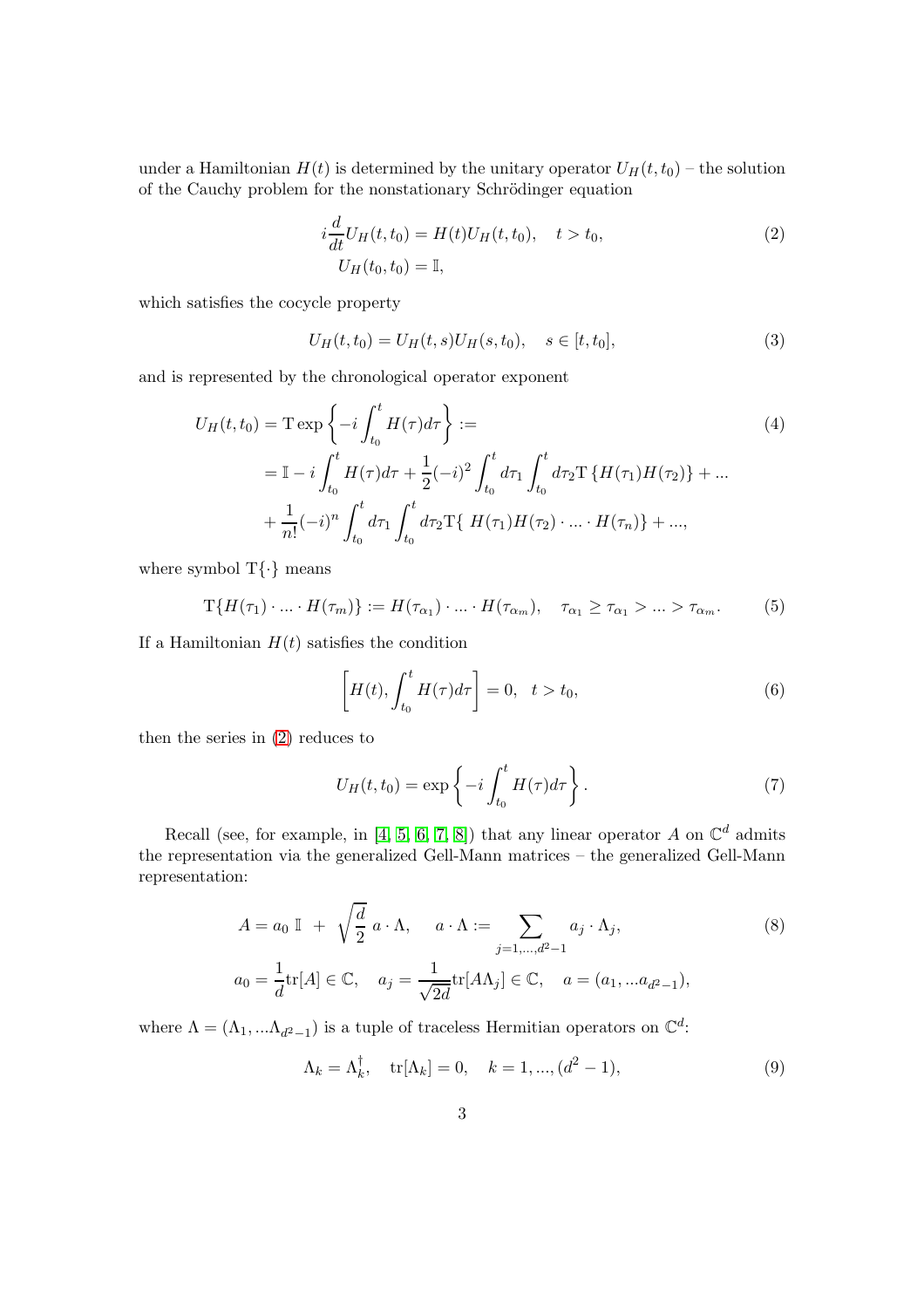under a Hamiltonian $H(t)$ is determined by the unitary operator $U_H(t,t_0)$ – the solution of the Cauchy problem for the nonstationary Schrödinger equation

$$
\begin{aligned}
i\frac{d}{dt}U_H(t,t_0) &= H(t)U_H(t,t_0), \quad t > t_0, \\
U_H(t_0,t_0) &= \mathbb{I},
\end{aligned}
\tag{2}
$$

which satisfies the cocycle property

$$
U_H(t,t_0) = U_H(t,s)U_H(s,t_0), \quad s \in [t,t_0], \tag{3}
$$

and is represented by the chronological operator exponent

$$
\begin{aligned}
U_H(t,t_0) &= \mathrm{T}\exp\left\{-i\int_{t_0}^{t} H(\tau)d\tau\right\} := \\
&= \mathbb{I} - i\int_{t_0}^{t} H(\tau)d\tau + \frac{1}{2}(-i)^2\int_{t_0}^{t} d\tau_1\int_{t_0}^{t} d\tau_2 \mathrm{T}\left\{H(\tau_1)H(\tau_2)\right\} + ... \\
&+ \frac{1}{n!}(-i)^n\int_{t_0}^{t} d\tau_1\int_{t_0}^{t} d\tau_2 \mathrm{T}\{\ H(\tau_1)H(\tau_2)\cdot ...\cdot H(\tau_n)\} + ...,
\end{aligned}
\tag{4}
$$

where symbol $\mathrm{T}\{\cdot\}$ means

$$
\mathrm{T}\{H(\tau_1)\cdot ...\cdot H(\tau_m)\} := H(\tau_{\alpha_1})\cdot ...\cdot H(\tau_{\alpha_m}), \quad \tau_{\alpha_1} \geq \tau_{\alpha_1} > ... > \tau_{\alpha_m}. \tag{5}
$$

If a Hamiltonian $H(t)$ satisfies the condition

$$
\left[H(t), \int_{t_0}^{t} H(\tau)d\tau\right] = 0, \quad t > t_0, \tag{6}
$$

then the series in (2) reduces to

$$
U_H(t,t_0) = \exp\left\{-i\int_{t_0}^{t} H(\tau)d\tau\right\}. \tag{7}
$$

Recall (see, for example, in [4, 5, 6, 7, 8]) that any linear operator $A$ on $\mathbb{C}^d$ admits the representation via the generalized Gell-Mann matrices – the generalized Gell-Mann representation:

$$
\begin{aligned}
A &= a_0\ \mathbb{I}\ +\ \sqrt{\frac{d}{2}}\ a\cdot\Lambda, \quad a\cdot\Lambda := \sum_{j=1,...,d^2-1} a_j\cdot\Lambda_j, \\
a_0 &= \frac{1}{d}\mathrm{tr}[A] \in \mathbb{C}, \quad a_j = \frac{1}{\sqrt{2d}}\mathrm{tr}[A\Lambda_j] \in \mathbb{C}, \quad a = (a_1, ...a_{d^2-1}),
\end{aligned}
\tag{8}
$$

where $\Lambda = (\Lambda_1, ...\Lambda_{d^2-1})$ is a tuple of traceless Hermitian operators on $\mathbb{C}^d$:

$$
\Lambda_k = \Lambda_k^{\dagger}, \quad \mathrm{tr}[\Lambda_k] = 0, \quad k = 1, ..., (d^2-1), \tag{9}
$$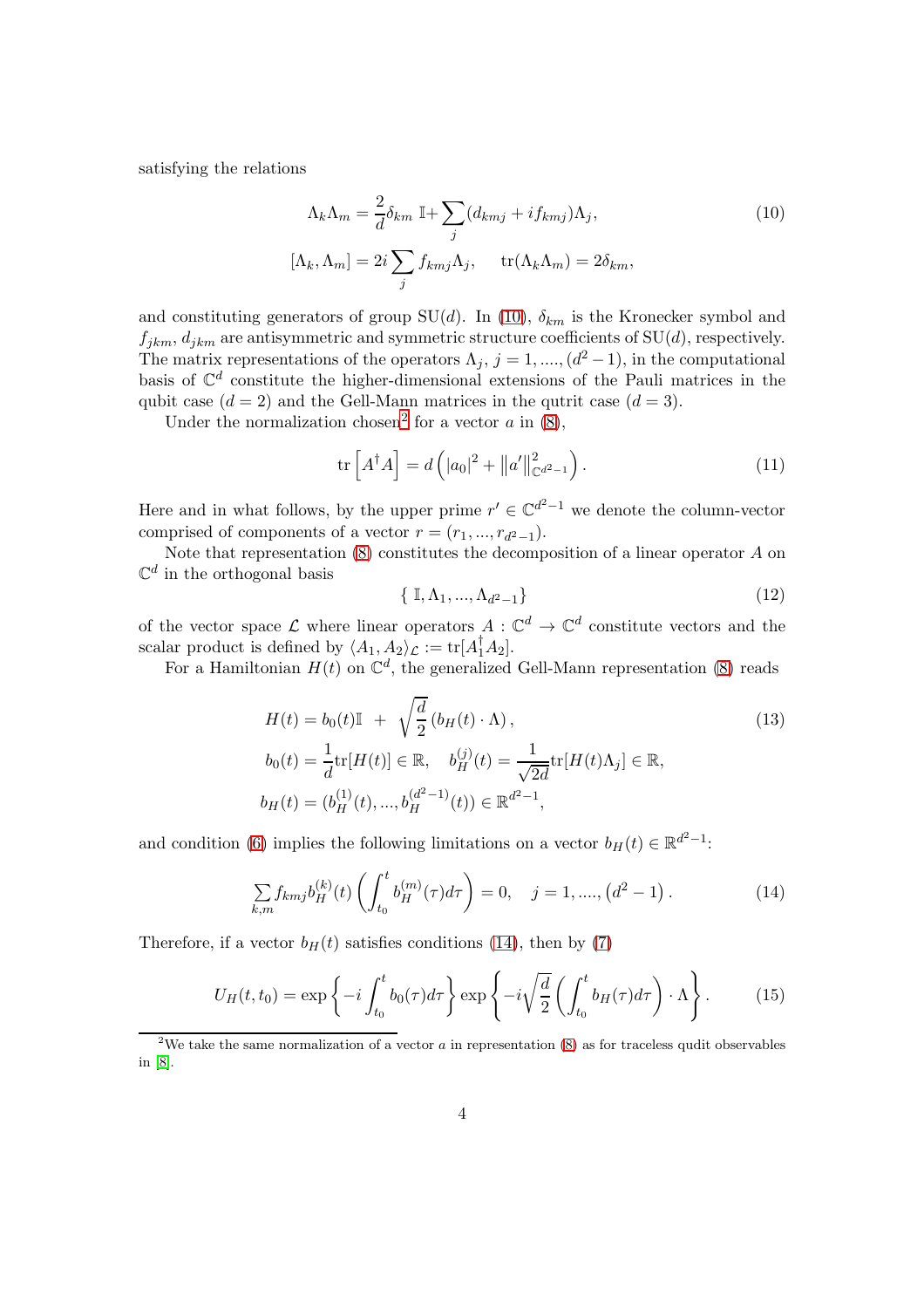satisfying the relations

$$
\begin{aligned}
\Lambda_k \Lambda_m &= \frac{2}{d}\delta_{km}\ \mathbb{I} + \sum_j (d_{kmj} + i f_{kmj})\Lambda_j, \\
[\Lambda_k, \Lambda_m] &= 2i\sum_j f_{kmj}\Lambda_j, \quad \operatorname{tr}(\Lambda_k \Lambda_m) = 2\delta_{km},
\end{aligned}
\tag{10}
$$

and constituting generators of group $\mathrm{SU}(d)$. In (10), $\delta_{km}$ is the Kronecker symbol and $f_{jkm}$, $d_{jkm}$ are antisymmetric and symmetric structure coefficients of $\mathrm{SU}(d)$, respectively. The matrix representations of the operators $\Lambda_j$, $j = 1, ...., (d^2 - 1)$, in the computational basis of $\mathbb{C}^d$ constitute the higher-dimensional extensions of the Pauli matrices in the qubit case ($d = 2$) and the Gell-Mann matrices in the qutrit case ($d = 3$).

Under the normalization chosen[2] for a vector $a$ in (8),

$$
\operatorname{tr}\left[A^\dagger A\right] = d\left(|a_0|^2 + \|a'\|^2_{\mathbb{C}^{d^2-1}}\right). \tag{11}
$$

Here and in what follows, by the upper prime $r' \in \mathbb{C}^{d^2-1}$ we denote the column-vector comprised of components of a vector $r = (r_1, ..., r_{d^2-1})$.

Note that representation (8) constitutes the decomposition of a linear operator $A$ on $\mathbb{C}^d$ in the orthogonal basis

$$
\{\ \mathbb{I}, \Lambda_1, ..., \Lambda_{d^2-1}\} \tag{12}
$$

of the vector space $\mathcal{L}$ where linear operators $A : \mathbb{C}^d \to \mathbb{C}^d$ constitute vectors and the scalar product is defined by $\langle A_1, A_2\rangle_{\mathcal{L}} := \operatorname{tr}[A_1^\dagger A_2]$.

For a Hamiltonian $H(t)$ on $\mathbb{C}^d$, the generalized Gell-Mann representation (8) reads

$$
\begin{aligned}
H(t) &= b_0(t)\mathbb{I} \ + \ \sqrt{\frac{d}{2}}\left(b_H(t)\cdot\Lambda\right), \\
b_0(t) &= \frac{1}{d}\operatorname{tr}[H(t)] \in \mathbb{R}, \quad b_H^{(j)}(t) = \frac{1}{\sqrt{2d}}\operatorname{tr}[H(t)\Lambda_j] \in \mathbb{R}, \\
b_H(t) &= (b_H^{(1)}(t), ..., b_H^{(d^2-1)}(t)) \in \mathbb{R}^{d^2-1},
\end{aligned}
\tag{13}
$$

and condition (6) implies the following limitations on a vector $b_H(t) \in \mathbb{R}^{d^2-1}$:

$$
\sum_{k,m} f_{kmj} b_H^{(k)}(t)\left(\int_{t_0}^t b_H^{(m)}(\tau)d\tau\right) = 0, \quad j = 1, ...., \left(d^2 - 1\right). \tag{14}
$$

Therefore, if a vector $b_H(t)$ satisfies conditions (14), then by (7)

$$
U_H(t, t_0) = \exp\left\{-i\int_{t_0}^t b_0(\tau)d\tau\right\}\exp\left\{-i\sqrt{\frac{d}{2}}\left(\int_{t_0}^t b_H(\tau)d\tau\right)\cdot\Lambda\right\}. \tag{15}
$$

[2] We take the same normalization of a vector $a$ in representation (8) as for traceless qudit observables in [8].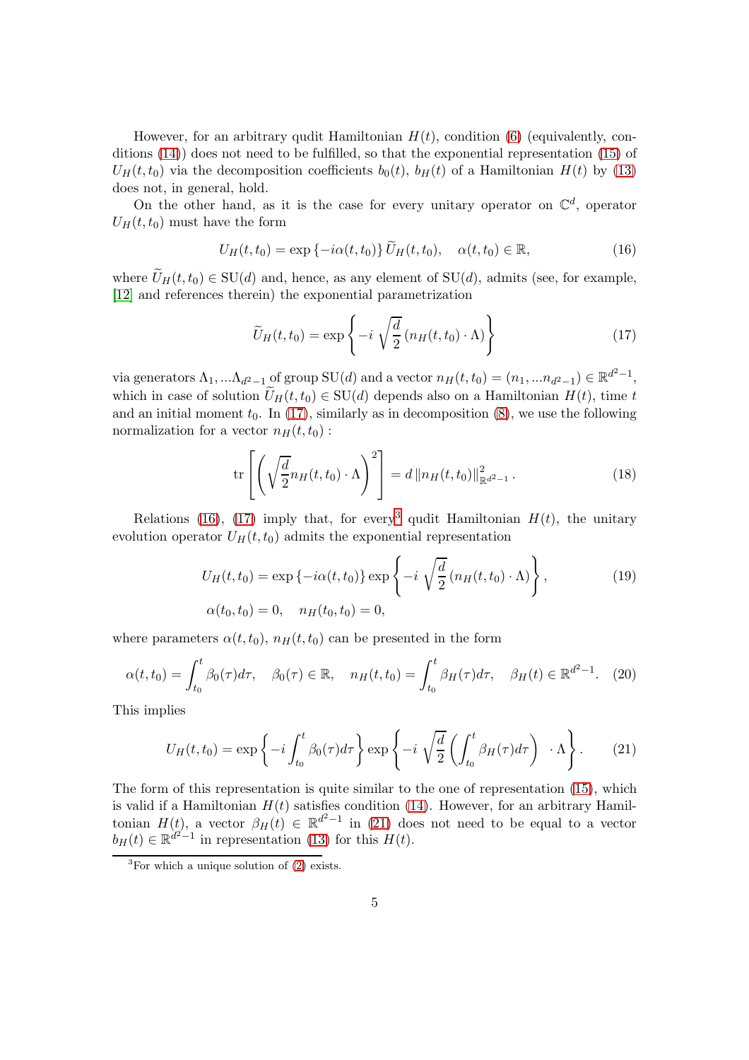However, for an arbitrary qudit Hamiltonian $H(t)$, condition (6) (equivalently, conditions (14)) does not need to be fulfilled, so that the exponential representation (15) of $U_H(t,t_0)$ via the decomposition coefficients $b_0(t)$, $b_H(t)$ of a Hamiltonian $H(t)$ by (13) does not, in general, hold.

On the other hand, as it is the case for every unitary operator on $\mathbb{C}^d$, operator $U_H(t,t_0)$ must have the form

$$U_H(t,t_0) = \exp\{-i\alpha(t,t_0)\}\, \widetilde{U}_H(t,t_0), \quad \alpha(t,t_0) \in \mathbb{R}, \tag{16}$$

where $\widetilde{U}_H(t,t_0) \in \mathrm{SU}(d)$ and, hence, as any element of $\mathrm{SU}(d)$, admits (see, for example, [12] and references therein) the exponential parametrization

$$\widetilde{U}_H(t,t_0) = \exp\left\{-i\,\sqrt{\frac{d}{2}}\,(n_H(t,t_0)\cdot\Lambda)\right\} \tag{17}$$

via generators $\Lambda_1, ...\Lambda_{d^2-1}$ of group $\mathrm{SU}(d)$ and a vector $n_H(t,t_0) = (n_1, ...n_{d^2-1}) \in \mathbb{R}^{d^2-1}$, which in case of solution $\widetilde{U}_H(t,t_0) \in \mathrm{SU}(d)$ depends also on a Hamiltonian $H(t)$, time $t$ and an initial moment $t_0$. In (17), similarly as in decomposition (8), we use the following normalization for a vector $n_H(t,t_0)$ :

$$\mathrm{tr}\left[\left(\sqrt{\frac{d}{2}}n_H(t,t_0)\cdot\Lambda\right)^2\right] = d\,\|n_H(t,t_0)\|^2_{\mathbb{R}^{d^2-1}}. \tag{18}$$

Relations (16), (17) imply that, for every[3] qudit Hamiltonian $H(t)$, the unitary evolution operator $U_H(t,t_0)$ admits the exponential representation

$$U_H(t,t_0) = \exp\{-i\alpha(t,t_0)\}\exp\left\{-i\,\sqrt{\frac{d}{2}}\,(n_H(t,t_0)\cdot\Lambda)\right\}, \tag{19}$$
$$\alpha(t_0,t_0) = 0, \quad n_H(t_0,t_0) = 0,$$

where parameters $\alpha(t,t_0)$, $n_H(t,t_0)$ can be presented in the form

$$\alpha(t,t_0) = \int_{t_0}^{t}\beta_0(\tau)d\tau, \quad \beta_0(\tau)\in\mathbb{R}, \quad n_H(t,t_0) = \int_{t_0}^{t}\beta_H(\tau)d\tau, \quad \beta_H(t)\in\mathbb{R}^{d^2-1}. \tag{20}$$

This implies

$$U_H(t,t_0) = \exp\left\{-i\int_{t_0}^{t}\beta_0(\tau)d\tau\right\}\exp\left\{-i\,\sqrt{\frac{d}{2}}\left(\int_{t_0}^{t}\beta_H(\tau)d\tau\right)\cdot\Lambda\right\}. \tag{21}$$

The form of this representation is quite similar to the one of representation (15), which is valid if a Hamiltonian $H(t)$ satisfies condition (14). However, for an arbitrary Hamiltonian $H(t)$, a vector $\beta_H(t) \in \mathbb{R}^{d^2-1}$ in (21) does not need to be equal to a vector $b_H(t) \in \mathbb{R}^{d^2-1}$ in representation (13) for this $H(t)$.

[3] For which a unique solution of (2) exists.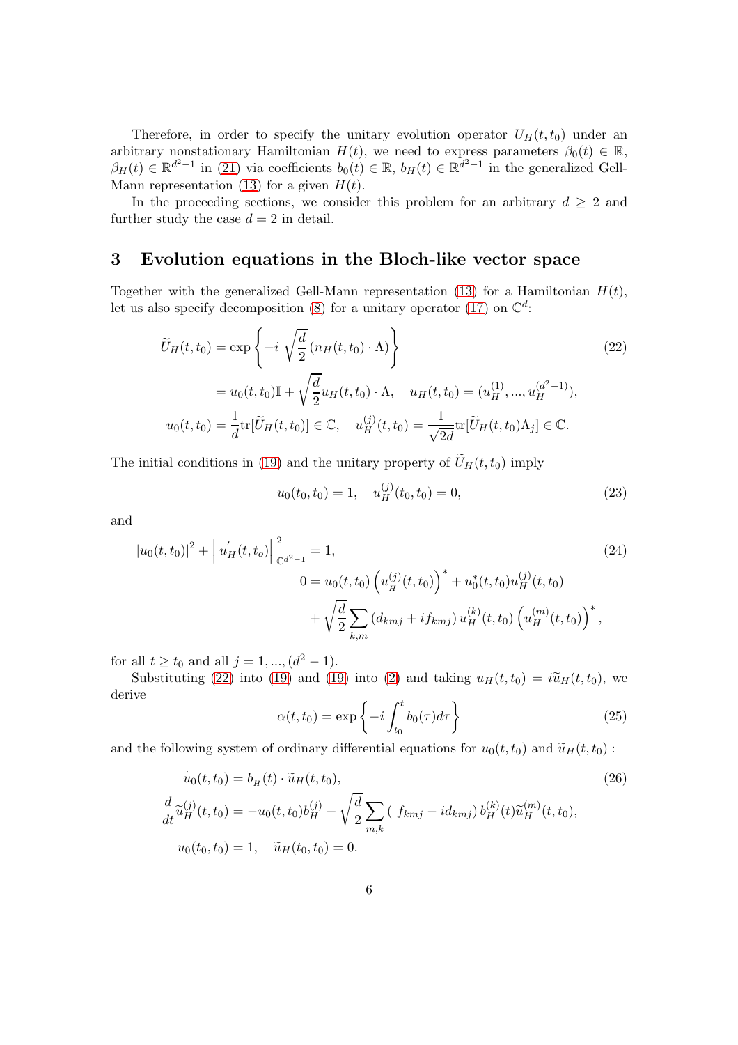Therefore, in order to specify the unitary evolution operator $U_H(t,t_0)$ under an arbitrary nonstationary Hamiltonian $H(t)$, we need to express parameters $\beta_0(t) \in \mathbb{R}$, $\beta_H(t) \in \mathbb{R}^{d^2-1}$ in (21) via coefficients $b_0(t) \in \mathbb{R}$, $b_H(t) \in \mathbb{R}^{d^2-1}$ in the generalized Gell-Mann representation (13) for a given $H(t)$.

In the proceeding sections, we consider this problem for an arbitrary $d \geq 2$ and further study the case $d = 2$ in detail.

## 3 Evolution equations in the Bloch-like vector space

Together with the generalized Gell-Mann representation (13) for a Hamiltonian $H(t)$, let us also specify decomposition (8) for a unitary operator (17) on $\mathbb{C}^d$:

$$
\begin{aligned}
\widetilde{U}_H(t,t_0) &= \exp\left\{-i\,\sqrt{\frac{d}{2}}\,(n_H(t,t_0)\cdot\Lambda)\right\} \qquad (22)\\
&= u_0(t,t_0)\mathbb{I} + \sqrt{\frac{d}{2}} u_H(t,t_0)\cdot\Lambda, \quad u_H(t,t_0) = (u_H^{(1)},...,u_H^{(d^2-1)}),\\
u_0(t,t_0) &= \frac{1}{d}\mathrm{tr}[\widetilde{U}_H(t,t_0)] \in \mathbb{C}, \quad u_H^{(j)}(t,t_0) = \frac{1}{\sqrt{2d}}\mathrm{tr}[\widetilde{U}_H(t,t_0)\Lambda_j] \in \mathbb{C}.
\end{aligned}
$$

The initial conditions in (19) and the unitary property of $\widetilde{U}_H(t,t_0)$ imply

$$
u_0(t_0,t_0) = 1, \quad u_H^{(j)}(t_0,t_0) = 0, \tag{23}
$$

and

$$
\begin{aligned}
&|u_0(t,t_0)|^2 + \left\|u_H^{'}(t,t_o)\right\|^2_{\mathbb{C}^{d^2-1}} = 1, \qquad (24)\\
&0 = u_0(t,t_0)\left(u_H^{(j)}(t,t_0)\right)^* + u_0^*(t,t_0)u_H^{(j)}(t,t_0)\\
&\quad + \sqrt{\frac{d}{2}}\sum_{k,m}(d_{kmj} + if_{kmj})\,u_H^{(k)}(t,t_0)\left(u_H^{(m)}(t,t_0)\right)^*,
\end{aligned}
$$

for all $t \geq t_0$ and all $j = 1,...,(d^2-1)$.

Substituting (22) into (19) and (19) into (2) and taking $u_H(t,t_0) = i\widetilde{u}_H(t,t_0)$, we derive

$$
\alpha(t,t_0) = \exp\left\{-i\int_{t_0}^t b_0(\tau)d\tau\right\} \tag{25}
$$

and the following system of ordinary differential equations for $u_0(t,t_0)$ and $\widetilde{u}_H(t,t_0)$ :

$$
\begin{aligned}
&\dot{u}_0(t,t_0) = b_H(t)\cdot\widetilde{u}_H(t,t_0), \qquad (26)\\
&\frac{d}{dt}\widetilde{u}_H^{(j)}(t,t_0) = -u_0(t,t_0)b_H^{(j)} + \sqrt{\frac{d}{2}}\sum_{m,k}(\,f_{kmj} - id_{kmj})\,b_H^{(k)}(t)\widetilde{u}_H^{(m)}(t,t_0),\\
&u_0(t_0,t_0) = 1, \quad \widetilde{u}_H(t_0,t_0) = 0.
\end{aligned}
$$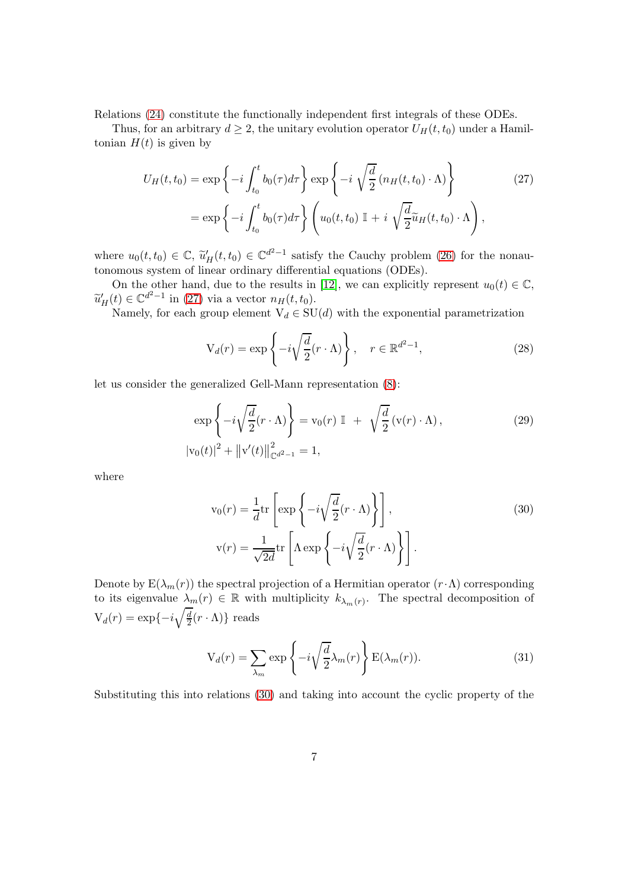Relations (24) constitute the functionally independent first integrals of these ODEs.

Thus, for an arbitrary $d \geq 2$, the unitary evolution operator $U_H(t, t_0)$ under a Hamiltonian $H(t)$ is given by

$$
\begin{aligned}
U_H(t,t_0) &= \exp\left\{-i\int_{t_0}^{t} b_0(\tau)d\tau\right\} \exp\left\{-i\ \sqrt{\frac{d}{2}}\left(n_H(t,t_0)\cdot\Lambda\right)\right\} \\
&= \exp\left\{-i\int_{t_0}^{t} b_0(\tau)d\tau\right\}\left(u_0(t,t_0)\ \mathbb{I} + i\ \sqrt{\frac{d}{2}}\widetilde{u}_H(t,t_0)\cdot\Lambda\right),
\end{aligned} \tag{27}
$$

where $u_0(t, t_0) \in \mathbb{C}$, $\widetilde{u}'_H(t, t_0) \in \mathbb{C}^{d^2-1}$ satisfy the Cauchy problem (26) for the nonautonomous system of linear ordinary differential equations (ODEs).

On the other hand, due to the results in [12], we can explicitly represent $u_0(t) \in \mathbb{C}$, $\widetilde{u}'_H(t) \in \mathbb{C}^{d^2-1}$ in (27) via a vector $n_H(t, t_0)$.

Namely, for each group element $\mathrm{V}_d \in \mathrm{SU}(d)$ with the exponential parametrization

$$
\mathrm{V}_d(r) = \exp\left\{-i\sqrt{\frac{d}{2}}(r\cdot\Lambda)\right\}, \quad r \in \mathbb{R}^{d^2-1}, \tag{28}
$$

let us consider the generalized Gell-Mann representation (8):

$$
\begin{aligned}
\exp\left\{-i\sqrt{\frac{d}{2}}(r\cdot\Lambda)\right\} &= \mathrm{v}_0(r)\ \mathbb{I}\ +\ \sqrt{\frac{d}{2}}\left(\mathrm{v}(r)\cdot\Lambda\right), \\
\left|\mathrm{v}_0(t)\right|^2 + \left\|\mathrm{v}'(t)\right\|^2_{\mathbb{C}^{d^2-1}} &= 1,
\end{aligned} \tag{29}
$$

where

$$
\begin{aligned}
\mathrm{v}_0(r) &= \frac{1}{d}\mathrm{tr}\left[\exp\left\{-i\sqrt{\frac{d}{2}}(r\cdot\Lambda)\right\}\right], \\
\mathrm{v}(r) &= \frac{1}{\sqrt{2d}}\mathrm{tr}\left[\Lambda\exp\left\{-i\sqrt{\frac{d}{2}}(r\cdot\Lambda)\right\}\right].
\end{aligned} \tag{30}
$$

Denote by $\mathrm{E}(\lambda_m(r))$ the spectral projection of a Hermitian operator $(r\cdot\Lambda)$ corresponding to its eigenvalue $\lambda_m(r) \in \mathbb{R}$ with multiplicity $k_{\lambda_m(r)}$. The spectral decomposition of $\mathrm{V}_d(r) = \exp\{-i\sqrt{\frac{d}{2}}(r\cdot\Lambda)\}$ reads

$$
\mathrm{V}_d(r) = \sum_{\lambda_m}\exp\left\{-i\sqrt{\frac{d}{2}}\lambda_m(r)\right\}\mathrm{E}(\lambda_m(r)). \tag{31}
$$

Substituting this into relations (30) and taking into account the cyclic property of the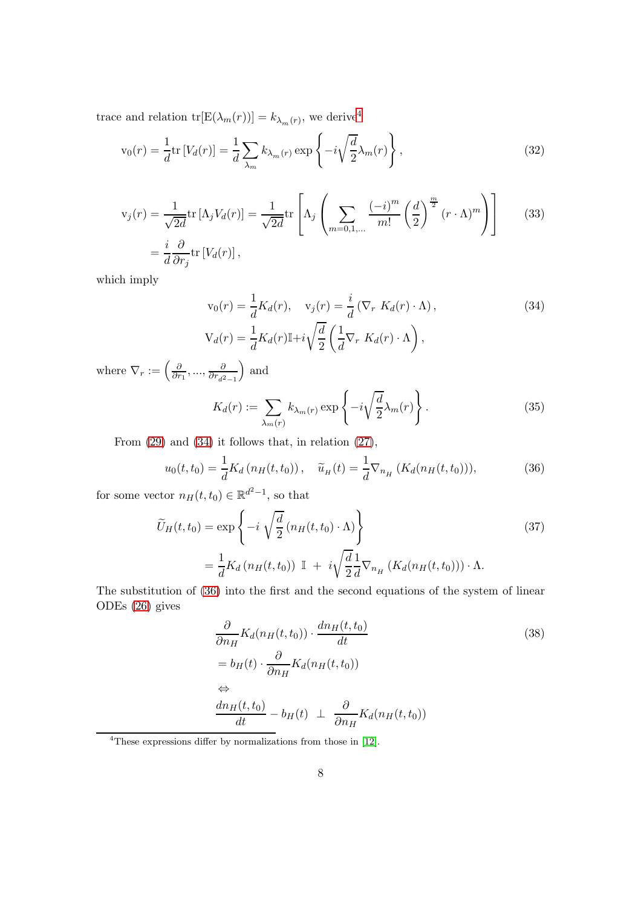trace and relation $\mathrm{tr}[\mathrm{E}(\lambda_m(r))] = k_{\lambda_m(r)}$, we derive[4]

$$\mathrm{v}_0(r) = \frac{1}{d}\mathrm{tr}\left[V_d(r)\right] = \frac{1}{d}\sum_{\lambda_m} k_{\lambda_m(r)} \exp\left\{-i\sqrt{\frac{d}{2}}\lambda_m(r)\right\}, \tag{32}$$

$$\begin{aligned}\mathrm{v}_j(r) &= \frac{1}{\sqrt{2d}}\mathrm{tr}\left[\Lambda_j V_d(r)\right] = \frac{1}{\sqrt{2d}}\mathrm{tr}\left[\Lambda_j\left(\sum_{m=0,1,\ldots}\frac{(-i)^m}{m!}\left(\frac{d}{2}\right)^{\frac{m}{2}}(r\cdot\Lambda)^m\right)\right] \\ &= \frac{i}{d}\frac{\partial}{\partial r_j}\mathrm{tr}\left[V_d(r)\right],\end{aligned} \tag{33}$$

which imply

$$\begin{aligned}\mathrm{v}_0(r) &= \frac{1}{d}K_d(r), \quad \mathrm{v}_j(r) = \frac{i}{d}\left(\nabla_r\ K_d(r)\cdot\Lambda\right), \\ \mathrm{V}_d(r) &= \frac{1}{d}K_d(r)\mathbb{I} + i\sqrt{\frac{d}{2}}\left(\frac{1}{d}\nabla_r\ K_d(r)\cdot\Lambda\right),\end{aligned} \tag{34}$$

where $\nabla_r := \left(\frac{\partial}{\partial r_1}, ..., \frac{\partial}{\partial r_{d^2-1}}\right)$ and

$$K_d(r) := \sum_{\lambda_m(r)} k_{\lambda_m(r)} \exp\left\{-i\sqrt{\frac{d}{2}}\lambda_m(r)\right\}. \tag{35}$$

From (29) and (34) it follows that, in relation (27),

$$u_0(t,t_0) = \frac{1}{d}K_d\left(n_H(t,t_0)\right), \quad \widetilde{u}_{_H}(t) = \frac{1}{d}\nabla_{n_H}\left(K_d(n_H(t,t_0))\right), \tag{36}$$

for some vector $n_H(t,t_0) \in \mathbb{R}^{d^2-1}$, so that

$$\begin{aligned}\widetilde{U}_H(t,t_0) &= \exp\left\{-i\ \sqrt{\frac{d}{2}}\left(n_H(t,t_0)\cdot\Lambda\right)\right\} \\ &= \frac{1}{d}K_d\left(n_H(t,t_0)\right)\ \mathbb{I}\ +\ i\sqrt{\frac{d}{2}}\frac{1}{d}\nabla_{n_H}\left(K_d(n_H(t,t_0))\right)\cdot\Lambda.\end{aligned} \tag{37}$$

The substitution of (36) into the first and the second equations of the system of linear ODEs (26) gives

$$\begin{aligned}&\frac{\partial}{\partial n_H}K_d(n_H(t,t_0))\cdot\frac{dn_H(t,t_0)}{dt} \\ &= b_H(t)\cdot\frac{\partial}{\partial n_H}K_d(n_H(t,t_0)) \\ &\Leftrightarrow \\ &\frac{dn_H(t,t_0)}{dt} - b_H(t)\ \perp\ \frac{\partial}{\partial n_H}K_d(n_H(t,t_0))\end{aligned} \tag{38}$$

[4] These expressions differ by normalizations from those in [12].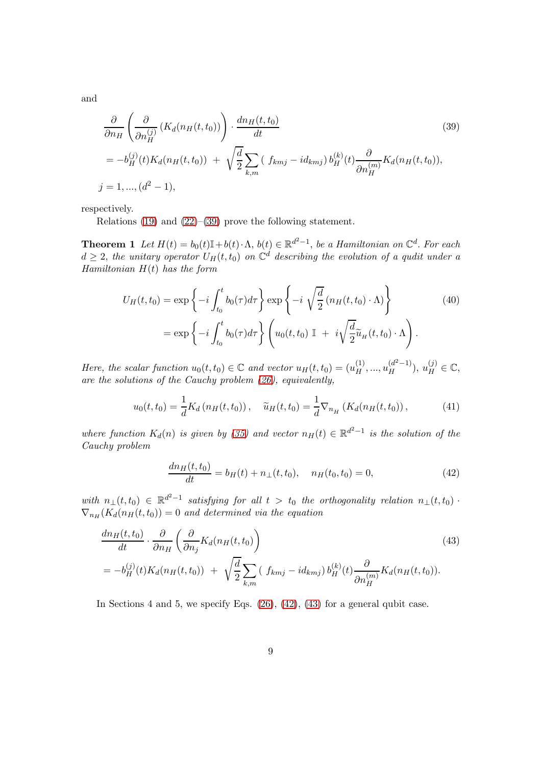and

$$
\begin{aligned}
&\frac{\partial}{\partial n_H}\left(\frac{\partial}{\partial n_H^{(j)}}\left(K_d(n_H(t,t_0)\right)\right)\cdot\frac{dn_H(t,t_0)}{dt} \\
&= -b_H^{(j)}(t)K_d(n_H(t,t_0)) \; + \; \sqrt{\frac{d}{2}}\sum_{k,m}\left(\, f_{kmj} - id_{kmj}\right) b_H^{(k)}(t)\frac{\partial}{\partial n_H^{(m)}}K_d(n_H(t,t_0)), \\
&j = 1,...,(d^2-1),
\end{aligned} \tag{39}
$$

respectively.

Relations (19) and (22)–(39) prove the following statement.

**Theorem 1** *Let $H(t) = b_0(t)\mathbb{I} + b(t)\cdot\Lambda$, $b(t)\in\mathbb{R}^{d^2-1}$, be a Hamiltonian on $\mathbb{C}^d$. For each $d\geq 2$, the unitary operator $U_H(t,t_0)$ on $\mathbb{C}^d$ describing the evolution of a qudit under a Hamiltonian $H(t)$ has the form*

$$
\begin{aligned}
U_H(t,t_0) &= \exp\left\{-i\int_{t_0}^{t} b_0(\tau)d\tau\right\}\exp\left\{-i\,\sqrt{\frac{d}{2}}\left(n_H(t,t_0)\cdot\Lambda\right)\right\} \\
&= \exp\left\{-i\int_{t_0}^{t} b_0(\tau)d\tau\right\}\left(u_0(t,t_0)\;\mathbb{I}\;+\;i\sqrt{\frac{d}{2}}\widetilde{u}_H(t,t_0)\cdot\Lambda\right).
\end{aligned} \tag{40}
$$

*Here, the scalar function $u_0(t,t_0)\in\mathbb{C}$ and vector $u_H(t,t_0) = (u_H^{(1)},...,u_H^{(d^2-1)})$, $u_H^{(j)}\in\mathbb{C}$, are the solutions of the Cauchy problem (26), equivalently,*

$$
u_0(t,t_0) = \frac{1}{d}K_d\left(n_H(t,t_0)\right), \quad \widetilde{u}_H(t,t_0) = \frac{1}{d}\nabla_{n_H}\left(K_d(n_H(t,t_0))\right), \tag{41}
$$

*where function $K_d(n)$ is given by (35) and vector $n_H(t)\in\mathbb{R}^{d^2-1}$ is the solution of the Cauchy problem*

$$
\frac{dn_H(t,t_0)}{dt} = b_H(t) + n_\perp(t,t_0), \quad n_H(t_0,t_0) = 0, \tag{42}
$$

*with $n_\perp(t,t_0)\in\mathbb{R}^{d^2-1}$ satisfying for all $t > t_0$ the orthogonality relation $n_\perp(t,t_0)\cdot\nabla_{n_H}(K_d(n_H(t,t_0)) = 0$ and determined via the equation*

$$
\begin{aligned}
&\frac{dn_H(t,t_0)}{dt}\cdot\frac{\partial}{\partial n_H}\left(\frac{\partial}{\partial n_j}K_d(n_H(t,t_0)\right) \\
&= -b_H^{(j)}(t)K_d(n_H(t,t_0)) \; + \; \sqrt{\frac{d}{2}}\sum_{k,m}\left(\, f_{kmj} - id_{kmj}\right) b_H^{(k)}(t)\frac{\partial}{\partial n_H^{(m)}}K_d(n_H(t,t_0)).
\end{aligned} \tag{43}
$$

In Sections 4 and 5, we specify Eqs. (26), (42), (43) for a general qubit case.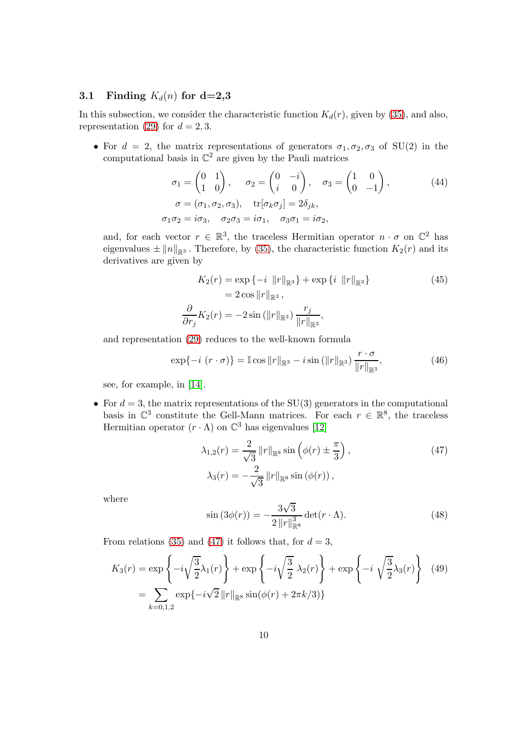### 3.1 Finding $K_d(n)$ for d=2,3

In this subsection, we consider the characteristic function $K_d(r)$, given by (35), and also, representation (29) for $d = 2, 3$.

- For $d = 2$, the matrix representations of generators $\sigma_1, \sigma_2, \sigma_3$ of SU(2) in the computational basis in $\mathbb{C}^2$ are given by the Pauli matrices

$$
\begin{gathered}
\sigma_1 = \begin{pmatrix} 0 & 1 \\ 1 & 0 \end{pmatrix}, \quad \sigma_2 = \begin{pmatrix} 0 & -i \\ i & 0 \end{pmatrix}, \quad \sigma_3 = \begin{pmatrix} 1 & 0 \\ 0 & -1 \end{pmatrix}, \\
\sigma = (\sigma_1, \sigma_2, \sigma_3), \quad \mathrm{tr}[\sigma_k \sigma_j] = 2\delta_{jk}, \\
\sigma_1\sigma_2 = i\sigma_3, \quad \sigma_2\sigma_3 = i\sigma_1, \quad \sigma_3\sigma_1 = i\sigma_2,
\end{gathered}
\tag{44}
$$

  and, for each vector $r \in \mathbb{R}^3$, the traceless Hermitian operator $n \cdot \sigma$ on $\mathbb{C}^2$ has eigenvalues $\pm \|n\|_{\mathbb{R}^3}$. Therefore, by (35), the characteristic function $K_2(r)$ and its derivatives are given by

$$
\begin{aligned}
K_2(r) &= \exp\{-i \ \|r\|_{\mathbb{R}^3}\} + \exp\{i \ \|r\|_{\mathbb{R}^3}\} \\
&= 2\cos \|r\|_{\mathbb{R}^3}, \\
\frac{\partial}{\partial r_j} K_2(r) &= -2\sin(\|r\|_{\mathbb{R}^3}) \frac{r_j}{\|r\|_{\mathbb{R}^3}},
\end{aligned}
\tag{45}
$$

  and representation (29) reduces to the well-known formula

$$
\exp\{-i\ (r \cdot \sigma)\} = \mathbb{I}\cos \|r\|_{\mathbb{R}^3} - i\sin(\|r\|_{\mathbb{R}^3}) \frac{r \cdot \sigma}{\|r\|_{\mathbb{R}^3}},
\tag{46}
$$

  see, for example, in [14].

- For $d = 3$, the matrix representations of the SU(3) generators in the computational basis in $\mathbb{C}^3$ constitute the Gell-Mann matrices. For each $r \in \mathbb{R}^8$, the traceless Hermitian operator $(r \cdot \Lambda)$ on $\mathbb{C}^3$ has eigenvalues [12]

$$
\begin{aligned}
\lambda_{1,2}(r) &= \frac{2}{\sqrt{3}} \|r\|_{\mathbb{R}^8} \sin\left(\phi(r) \pm \frac{\pi}{3}\right), \\
\lambda_3(r) &= -\frac{2}{\sqrt{3}} \|r\|_{\mathbb{R}^8} \sin(\phi(r)),
\end{aligned}
\tag{47}
$$

  where

$$
\sin(3\phi(r)) = -\frac{3\sqrt{3}}{2\|r\|^3_{\mathbb{R}^8}} \det(r \cdot \Lambda).
\tag{48}
$$

  From relations (35) and (47) it follows that, for $d = 3$,

$$
\begin{aligned}
K_3(r) &= \exp\left\{-i\sqrt{\frac{3}{2}}\lambda_1(r)\right\} + \exp\left\{-i\sqrt{\frac{3}{2}}\ \lambda_2(r)\right\} + \exp\left\{-i\ \sqrt{\frac{3}{2}}\lambda_3(r)\right\} \\
&= \sum_{k=0,1,2} \exp\{-i\sqrt{2}\, \|r\|_{\mathbb{R}^8} \sin(\phi(r) + 2\pi k/3)\}
\end{aligned}
\tag{49}
$$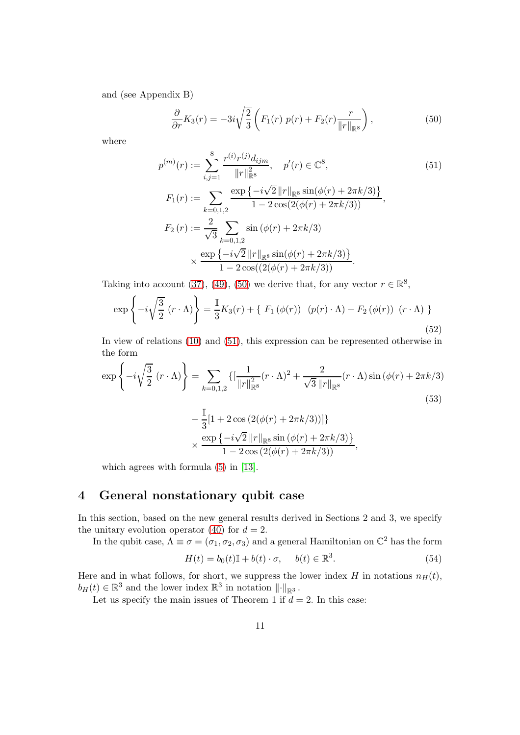and (see Appendix B)

$$\frac{\partial}{\partial r}K_3(r) = -3i\sqrt{\frac{2}{3}}\left(F_1(r)\ p(r) + F_2(r)\frac{r}{\|r\|_{\mathbb{R}^8}}\right), \tag{50}$$

where

$$p^{(m)}(r) := \sum_{i,j=1}^{8} \frac{r^{(i)}r^{(j)}d_{ijm}}{\|r\|^2_{\mathbb{R}^8}}, \quad p'(r) \in \mathbb{C}^8, \tag{51}$$

$$F_1(r) := \sum_{k=0,1,2} \frac{\exp\left\{-i\sqrt{2}\,\|r\|_{\mathbb{R}^8}\sin(\phi(r)+2\pi k/3)\right\}}{1-2\cos(2(\phi(r)+2\pi k/3))},$$

$$F_2\left(r\right) := \frac{2}{\sqrt{3}}\sum_{k=0,1,2}\sin\left(\phi(r)+2\pi k/3\right)$$
$$\times \frac{\exp\left\{-i\sqrt{2}\,\|r\|_{\mathbb{R}^8}\sin(\phi(r)+2\pi k/3)\right\}}{1-2\cos((2(\phi(r)+2\pi k/3))}.$$

Taking into account (37), (49), (50) we derive that, for any vector $r \in \mathbb{R}^8$,

$$\exp\left\{-i\sqrt{\frac{3}{2}}\ (r\cdot\Lambda)\right\} = \frac{\mathbb{I}}{3}K_3(r) + \{\ F_1\left(\phi(r)\right)\ \ (p(r)\cdot\Lambda) + F_2\left(\phi(r)\right)\ (r\cdot\Lambda)\ \} \tag{52}$$

In view of relations (10) and (51), this expression can be represented otherwise in the form

$$\exp\left\{-i\sqrt{\frac{3}{2}}\ (r\cdot\Lambda)\right\} = \sum_{k=0,1,2}\{[\frac{1}{\|r\|^2_{\mathbb{R}^8}}(r\cdot\Lambda)^2 + \frac{2}{\sqrt{3}\,\|r\|_{\mathbb{R}^8}}(r\cdot\Lambda)\sin\left(\phi(r)+2\pi k/3\right) \tag{53}$$
$$-\frac{\mathbb{I}}{3}[1+2\cos\left(2(\phi(r)+2\pi k/3)\right)]\}$$
$$\times\frac{\exp\left\{-i\sqrt{2}\,\|r\|_{\mathbb{R}^8}\sin\left(\phi(r)+2\pi k/3\right)\right\}}{1-2\cos\left(2(\phi(r)+2\pi k/3)\right)},$$

which agrees with formula (5) in [13].

## 4 General nonstationary qubit case

In this section, based on the new general results derived in Sections 2 and 3, we specify the unitary evolution operator (40) for $d = 2$.

In the qubit case, $\Lambda \equiv \sigma = (\sigma_1, \sigma_2, \sigma_3)$ and a general Hamiltonian on $\mathbb{C}^2$ has the form

$$H(t) = b_0(t)\mathbb{I} + b(t)\cdot\sigma, \quad b(t)\in\mathbb{R}^3. \tag{54}$$

Here and in what follows, for short, we suppress the lower index $H$ in notations $n_H(t)$, $b_H(t) \in \mathbb{R}^3$ and the lower index $\mathbb{R}^3$ in notation $\|\cdot\|_{\mathbb{R}^3}$.

Let us specify the main issues of Theorem 1 if $d = 2$. In this case: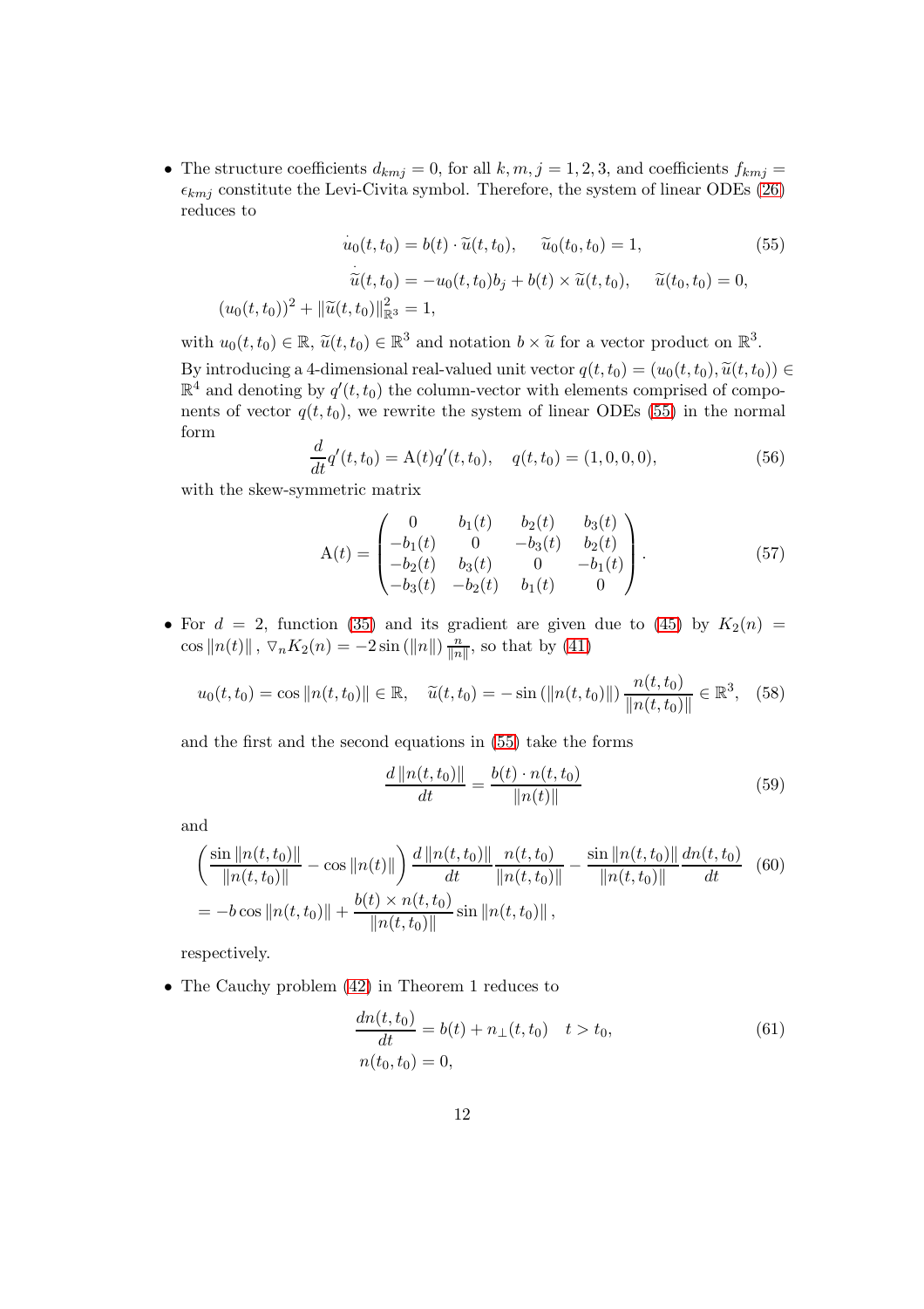- The structure coefficients $d_{kmj} = 0$, for all $k, m, j = 1, 2, 3$, and coefficients $f_{kmj} = \epsilon_{kmj}$ constitute the Levi-Civita symbol. Therefore, the system of linear ODEs (26) reduces to

$$
\begin{aligned}
\dot{u}_0(t, t_0) &= b(t) \cdot \widetilde{u}(t, t_0), \quad \widetilde{u}_0(t_0, t_0) = 1, \\
\dot{\widetilde{u}}(t, t_0) &= -u_0(t, t_0) b_j + b(t) \times \widetilde{u}(t, t_0), \quad \widetilde{u}(t_0, t_0) = 0, \\
(u_0(t, t_0))^2 &+ \|\widetilde{u}(t, t_0)\|^2_{\mathbb{R}^3} = 1,
\end{aligned}
\tag{55}
$$

with $u_0(t, t_0) \in \mathbb{R}$, $\widetilde{u}(t, t_0) \in \mathbb{R}^3$ and notation $b \times \widetilde{u}$ for a vector product on $\mathbb{R}^3$.

By introducing a 4-dimensional real-valued unit vector $q(t, t_0) = (u_0(t, t_0), \widetilde{u}(t, t_0)) \in \mathbb{R}^4$ and denoting by $q'(t, t_0)$ the column-vector with elements comprised of components of vector $q(t, t_0)$, we rewrite the system of linear ODEs (55) in the normal form

$$
\frac{d}{dt} q'(t, t_0) = \mathrm{A}(t) q'(t, t_0), \quad q(t, t_0) = (1, 0, 0, 0), \tag{56}
$$

with the skew-symmetric matrix

$$
\mathrm{A}(t) = \begin{pmatrix} 0 & b_1(t) & b_2(t) & b_3(t) \\ -b_1(t) & 0 & -b_3(t) & b_2(t) \\ -b_2(t) & b_3(t) & 0 & -b_1(t) \\ -b_3(t) & -b_2(t) & b_1(t) & 0 \end{pmatrix}. \tag{57}
$$

- For $d = 2$, function (35) and its gradient are given due to (45) by $K_2(n) = \cos \|n(t)\|$, $\triangledown_n K_2(n) = -2 \sin (\|n\|) \frac{n}{\|n\|}$, so that by (41)

$$
u_0(t, t_0) = \cos \|n(t, t_0)\| \in \mathbb{R}, \quad \widetilde{u}(t, t_0) = -\sin (\|n(t, t_0)\|) \frac{n(t, t_0)}{\|n(t, t_0)\|} \in \mathbb{R}^3, \tag{58}
$$

and the first and the second equations in (55) take the forms

$$
\frac{d \|n(t, t_0)\|}{dt} = \frac{b(t) \cdot n(t, t_0)}{\|n(t)\|} \tag{59}
$$

and

$$
\begin{aligned}
&\left( \frac{\sin \|n(t, t_0)\|}{\|n(t, t_0)\|} - \cos \|n(t)\| \right) \frac{d \|n(t, t_0)\|}{dt} \frac{n(t, t_0)}{\|n(t, t_0)\|} - \frac{\sin \|n(t, t_0)\|}{\|n(t, t_0)\|} \frac{dn(t, t_0)}{dt} \\
&= -b \cos \|n(t, t_0)\| + \frac{b(t) \times n(t, t_0)}{\|n(t, t_0)\|} \sin \|n(t, t_0)\|,
\end{aligned}
\tag{60}
$$

respectively.

- The Cauchy problem (42) in Theorem 1 reduces to

$$
\begin{aligned}
\frac{dn(t, t_0)}{dt} &= b(t) + n_\perp(t, t_0) \quad t > t_0, \\
n(t_0, t_0) &= 0,
\end{aligned}
\tag{61}
$$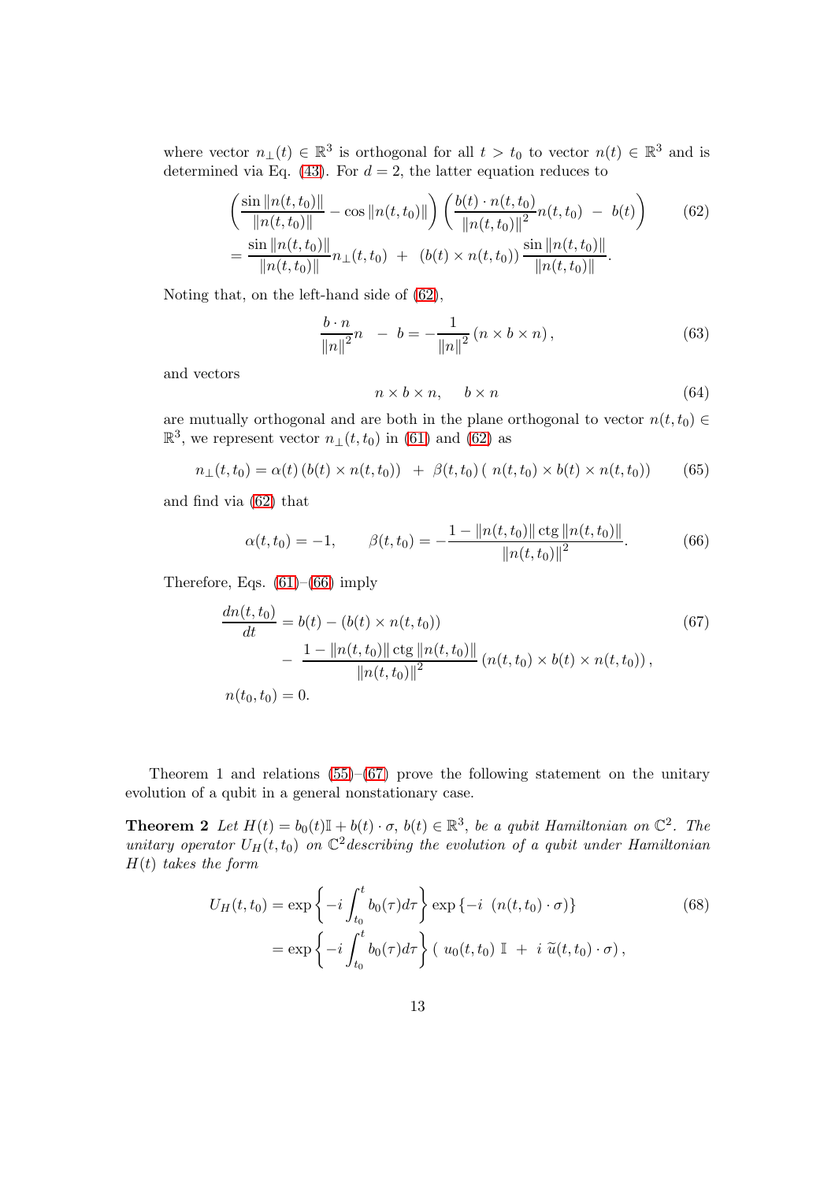where vector $n_{\perp}(t) \in \mathbb{R}^3$ is orthogonal for all $t > t_0$ to vector $n(t) \in \mathbb{R}^3$ and is determined via Eq. (43). For $d = 2$, the latter equation reduces to

$$
\begin{aligned}
&\left( \frac{\sin \|n(t,t_0)\|}{\|n(t,t_0)\|} - \cos \|n(t,t_0)\| \right) \left( \frac{b(t) \cdot n(t,t_0)}{\|n(t,t_0)\|^2} n(t,t_0) \; - \; b(t) \right) \\
&= \frac{\sin \|n(t,t_0)\|}{\|n(t,t_0)\|} n_{\perp}(t,t_0) \; + \; (b(t) \times n(t,t_0)) \frac{\sin \|n(t,t_0)\|}{\|n(t,t_0)\|}.
\end{aligned}
\tag{62}
$$

Noting that, on the left-hand side of (62),

$$
\frac{b \cdot n}{\|n\|^2} n \; - \; b = -\frac{1}{\|n\|^2} \left( n \times b \times n \right),
\tag{63}
$$

and vectors

$$
n \times b \times n, \qquad b \times n
\tag{64}
$$

are mutually orthogonal and are both in the plane orthogonal to vector $n(t,t_0) \in \mathbb{R}^3$, we represent vector $n_{\perp}(t,t_0)$ in (61) and (62) as

$$
n_{\perp}(t,t_0) = \alpha(t) \left( b(t) \times n(t,t_0) \right) \; + \; \beta(t,t_0) \left( \, n(t,t_0) \times b(t) \times n(t,t_0) \right)
\tag{65}
$$

and find via (62) that

$$
\alpha(t,t_0) = -1, \qquad \beta(t,t_0) = -\frac{1 - \|n(t,t_0)\| \operatorname{ctg} \|n(t,t_0)\|}{\|n(t,t_0)\|^2}.
\tag{66}
$$

Therefore, Eqs. (61)–(66) imply

$$
\begin{aligned}
\frac{dn(t,t_0)}{dt} &= b(t) - \left( b(t) \times n(t,t_0) \right) \\
&\quad - \; \frac{1 - \|n(t,t_0)\| \operatorname{ctg} \|n(t,t_0)\|}{\|n(t,t_0)\|^2} \left( n(t,t_0) \times b(t) \times n(t,t_0) \right), \\
n(t_0,t_0) &= 0.
\end{aligned}
\tag{67}
$$

Theorem 1 and relations (55)–(67) prove the following statement on the unitary evolution of a qubit in a general nonstationary case.

**Theorem 2** *Let $H(t) = b_0(t)\mathbb{I} + b(t) \cdot \sigma$, $b(t) \in \mathbb{R}^3$, be a qubit Hamiltonian on $\mathbb{C}^2$. The unitary operator $U_H(t,t_0)$ on $\mathbb{C}^2$ describing the evolution of a qubit under Hamiltonian $H(t)$ takes the form*

$$
\begin{aligned}
U_H(t,t_0) &= \exp\left\{ -i \int_{t_0}^{t} b_0(\tau) d\tau \right\} \exp\left\{ -i \; \left( n(t,t_0) \cdot \sigma \right) \right\} \\
&= \exp\left\{ -i \int_{t_0}^{t} b_0(\tau) d\tau \right\} \left( \; u_0(t,t_0) \; \mathbb{I} \; + \; i \; \widetilde{u}(t,t_0) \cdot \sigma \right),
\end{aligned}
\tag{68}
$$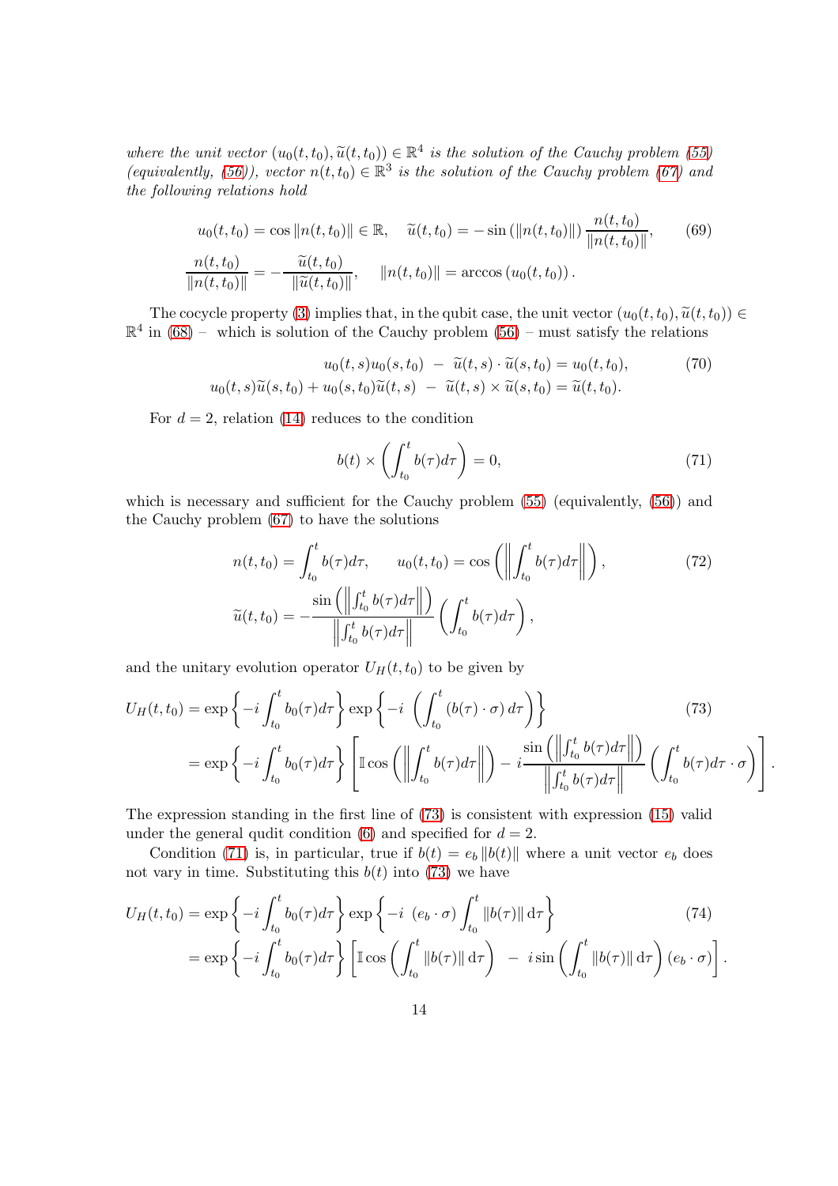*where the unit vector $(u_0(t,t_0), \widetilde{u}(t,t_0)) \in \mathbb{R}^4$ is the solution of the Cauchy problem (55) (equivalently, (56)), vector $n(t,t_0) \in \mathbb{R}^3$ is the solution of the Cauchy problem (67) and the following relations hold*

$$
\begin{aligned}
u_0(t,t_0) &= \cos\|n(t,t_0)\| \in \mathbb{R}, \quad \widetilde{u}(t,t_0) = -\sin\left(\|n(t,t_0)\|\right)\frac{n(t,t_0)}{\|n(t,t_0)\|}, \\
\frac{n(t,t_0)}{\|n(t,t_0)\|} &= -\frac{\widetilde{u}(t,t_0)}{\|\widetilde{u}(t,t_0)\|}, \quad \|n(t,t_0)\| = \arccos\left(u_0(t,t_0)\right).
\end{aligned}
\tag{69}
$$

The cocycle property (3) implies that, in the qubit case, the unit vector $(u_0(t,t_0), \widetilde{u}(t,t_0)) \in \mathbb{R}^4$ in (68) – which is solution of the Cauchy problem (56) – must satisfy the relations

$$
\begin{aligned}
u_0(t,s)u_0(s,t_0) \; - \; \widetilde{u}(t,s)\cdot\widetilde{u}(s,t_0) &= u_0(t,t_0), \\
u_0(t,s)\widetilde{u}(s,t_0) + u_0(s,t_0)\widetilde{u}(t,s) \; - \; \widetilde{u}(t,s)\times\widetilde{u}(s,t_0) &= \widetilde{u}(t,t_0).
\end{aligned}
\tag{70}
$$

For $d=2$, relation (14) reduces to the condition

$$
b(t)\times\left(\int_{t_0}^{t} b(\tau)d\tau\right) = 0,
\tag{71}
$$

which is necessary and sufficient for the Cauchy problem (55) (equivalently, (56)) and the Cauchy problem (67) to have the solutions

$$
\begin{aligned}
n(t,t_0) &= \int_{t_0}^{t} b(\tau)d\tau, \qquad u_0(t,t_0) = \cos\left(\left\|\int_{t_0}^{t} b(\tau)d\tau\right\|\right), \\
\widetilde{u}(t,t_0) &= -\frac{\sin\left(\left\|\int_{t_0}^{t} b(\tau)d\tau\right\|\right)}{\left\|\int_{t_0}^{t} b(\tau)d\tau\right\|}\left(\int_{t_0}^{t} b(\tau)d\tau\right),
\end{aligned}
\tag{72}
$$

and the unitary evolution operator $U_H(t,t_0)$ to be given by

$$
\begin{aligned}
U_H(t,t_0) &= \exp\left\{-i\int_{t_0}^{t} b_0(\tau)d\tau\right\}\exp\left\{-i\,\left(\int_{t_0}^{t}\left(b(\tau)\cdot\sigma\right)d\tau\right)\right\} \\
&= \exp\left\{-i\int_{t_0}^{t} b_0(\tau)d\tau\right\}\left[\mathbb{I}\cos\left(\left\|\int_{t_0}^{t} b(\tau)d\tau\right\|\right) - i\frac{\sin\left(\left\|\int_{t_0}^{t} b(\tau)d\tau\right\|\right)}{\left\|\int_{t_0}^{t} b(\tau)d\tau\right\|}\left(\int_{t_0}^{t} b(\tau)d\tau\cdot\sigma\right)\right].
\end{aligned}
\tag{73}
$$

The expression standing in the first line of (73) is consistent with expression (15) valid under the general qudit condition (6) and specified for $d=2$.

Condition (71) is, in particular, true if $b(t) = e_b\|b(t)\|$ where a unit vector $e_b$ does not vary in time. Substituting this $b(t)$ into (73) we have

$$
\begin{aligned}
U_H(t,t_0) &= \exp\left\{-i\int_{t_0}^{t} b_0(\tau)d\tau\right\}\exp\left\{-i\,\left(e_b\cdot\sigma\right)\int_{t_0}^{t}\|b(\tau)\|\,\mathrm{d}\tau\right\} \\
&= \exp\left\{-i\int_{t_0}^{t} b_0(\tau)d\tau\right\}\left[\mathbb{I}\cos\left(\int_{t_0}^{t}\|b(\tau)\|\,\mathrm{d}\tau\right) \; - \; i\sin\left(\int_{t_0}^{t}\|b(\tau)\|\,\mathrm{d}\tau\right)\left(e_b\cdot\sigma\right)\right].
\end{aligned}
\tag{74}
$$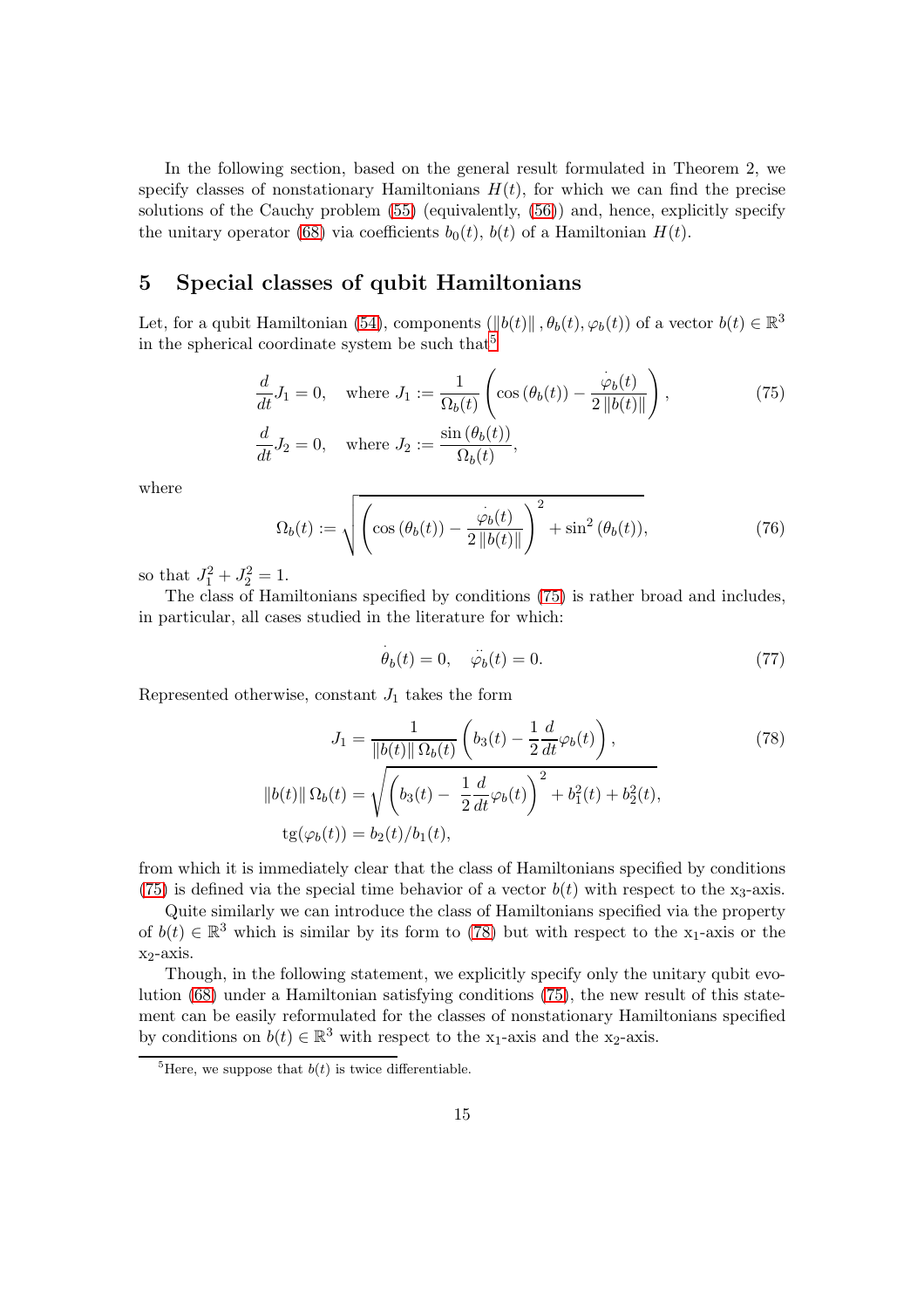In the following section, based on the general result formulated in Theorem 2, we specify classes of nonstationary Hamiltonians $H(t)$, for which we can find the precise solutions of the Cauchy problem (55) (equivalently, (56)) and, hence, explicitly specify the unitary operator (68) via coefficients $b_0(t)$, $b(t)$ of a Hamiltonian $H(t)$.

## 5 Special classes of qubit Hamiltonians

Let, for a qubit Hamiltonian (54), components $(\|b(t)\|, \theta_b(t), \varphi_b(t))$ of a vector $b(t) \in \mathbb{R}^3$ in the spherical coordinate system be such that[5]

$$
\begin{aligned}
\frac{d}{dt}J_1 &= 0, \quad \text{where } J_1 := \frac{1}{\Omega_b(t)}\left(\cos\left(\theta_b(t)\right) - \frac{\dot{\varphi}_b(t)}{2\,\|b(t)\|}\right), \\
\frac{d}{dt}J_2 &= 0, \quad \text{where } J_2 := \frac{\sin\left(\theta_b(t)\right)}{\Omega_b(t)},
\end{aligned}
\tag{75}
$$

where

$$
\Omega_b(t) := \sqrt{\left(\cos\left(\theta_b(t)\right) - \frac{\dot{\varphi}_b(t)}{2\,\|b(t)\|}\right)^2 + \sin^2\left(\theta_b(t)\right)}, \tag{76}
$$

so that $J_1^2 + J_2^2 = 1$.

The class of Hamiltonians specified by conditions (75) is rather broad and includes, in particular, all cases studied in the literature for which:

$$
\dot{\theta}_b(t) = 0, \quad \ddot{\varphi}_b(t) = 0. \tag{77}
$$

Represented otherwise, constant $J_1$ takes the form

$$
\begin{aligned}
J_1 &= \frac{1}{\|b(t)\|\,\Omega_b(t)}\left(b_3(t) - \frac{1}{2}\frac{d}{dt}\varphi_b(t)\right), \\
\|b(t)\|\,\Omega_b(t) &= \sqrt{\left(b_3(t) - \frac{1}{2}\frac{d}{dt}\varphi_b(t)\right)^2 + b_1^2(t) + b_2^2(t)}, \\
\mathrm{tg}(\varphi_b(t)) &= b_2(t)/b_1(t),
\end{aligned}
\tag{78}
$$

from which it is immediately clear that the class of Hamiltonians specified by conditions (75) is defined via the special time behavior of a vector $b(t)$ with respect to the $\mathrm{x}_3$-axis.

Quite similarly we can introduce the class of Hamiltonians specified via the property of $b(t) \in \mathbb{R}^3$ which is similar by its form to (78) but with respect to the $\mathrm{x}_1$-axis or the $\mathrm{x}_2$-axis.

Though, in the following statement, we explicitly specify only the unitary qubit evolution (68) under a Hamiltonian satisfying conditions (75), the new result of this statement can be easily reformulated for the classes of nonstationary Hamiltonians specified by conditions on $b(t) \in \mathbb{R}^3$ with respect to the $\mathrm{x}_1$-axis and the $\mathrm{x}_2$-axis.

[5] Here, we suppose that $b(t)$ is twice differentiable.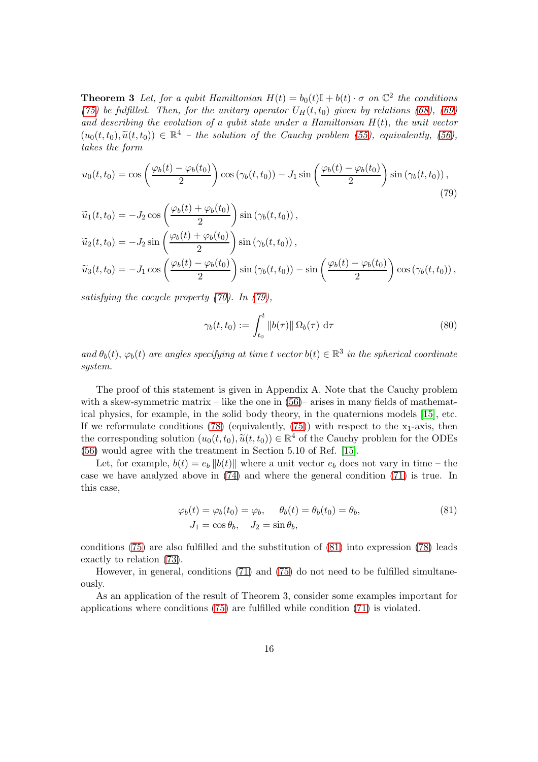**Theorem 3** *Let, for a qubit Hamiltonian $H(t) = b_0(t)\mathbb{I} + b(t) \cdot \sigma$ on $\mathbb{C}^2$ the conditions (75) be fulfilled. Then, for the unitary operator $U_H(t, t_0)$ given by relations (68), (69) and describing the evolution of a qubit state under a Hamiltonian $H(t)$, the unit vector $(u_0(t, t_0), \widetilde{u}(t, t_0)) \in \mathbb{R}^4$ – the solution of the Cauchy problem (55), equivalently, (56), takes the form*

$$u_0(t, t_0) = \cos\left(\frac{\varphi_b(t) - \varphi_b(t_0)}{2}\right) \cos\left(\gamma_b(t, t_0)\right) - J_1 \sin\left(\frac{\varphi_b(t) - \varphi_b(t_0)}{2}\right) \sin\left(\gamma_b(t, t_0)\right), \tag{79}$$

$$\widetilde{u}_1(t, t_0) = -J_2 \cos\left(\frac{\varphi_b(t) + \varphi_b(t_0)}{2}\right) \sin\left(\gamma_b(t, t_0)\right),$$

$$\widetilde{u}_2(t, t_0) = -J_2 \sin\left(\frac{\varphi_b(t) + \varphi_b(t_0)}{2}\right) \sin\left(\gamma_b(t, t_0)\right),$$

$$\widetilde{u}_3(t, t_0) = -J_1 \cos\left(\frac{\varphi_b(t) - \varphi_b(t_0)}{2}\right) \sin\left(\gamma_b(t, t_0)\right) - \sin\left(\frac{\varphi_b(t) - \varphi_b(t_0)}{2}\right) \cos\left(\gamma_b(t, t_0)\right),$$

*satisfying the cocycle property (70). In (79),*

$$\gamma_b(t, t_0) := \int_{t_0}^{t} \|b(\tau)\| \, \Omega_b(\tau) \, \mathrm{d}\tau \tag{80}$$

*and $\theta_b(t)$, $\varphi_b(t)$ are angles specifying at time $t$ vector $b(t) \in \mathbb{R}^3$ in the spherical coordinate system.*

The proof of this statement is given in Appendix A. Note that the Cauchy problem with a skew-symmetric matrix – like the one in (56)– arises in many fields of mathematical physics, for example, in the solid body theory, in the quaternions models [15], etc. If we reformulate conditions (78) (equivalently, (75)) with respect to the $\mathrm{x}_1$-axis, then the corresponding solution $(u_0(t, t_0), \widetilde{u}(t, t_0)) \in \mathbb{R}^4$ of the Cauchy problem for the ODEs (56) would agree with the treatment in Section 5.10 of Ref. [15].

Let, for example, $b(t) = e_b \|b(t)\|$ where a unit vector $e_b$ does not vary in time – the case we have analyzed above in (74) and where the general condition (71) is true. In this case,

$$\begin{aligned} \varphi_b(t) &= \varphi_b(t_0) = \varphi_b, \quad \theta_b(t) = \theta_b(t_0) = \theta_b, \\ J_1 &= \cos\theta_b, \quad J_2 = \sin\theta_b, \end{aligned} \tag{81}$$

conditions (75) are also fulfilled and the substitution of (81) into expression (78) leads exactly to relation (73).

However, in general, conditions (71) and (75) do not need to be fulfilled simultaneously.

As an application of the result of Theorem 3, consider some examples important for applications where conditions (75) are fulfilled while condition (71) is violated.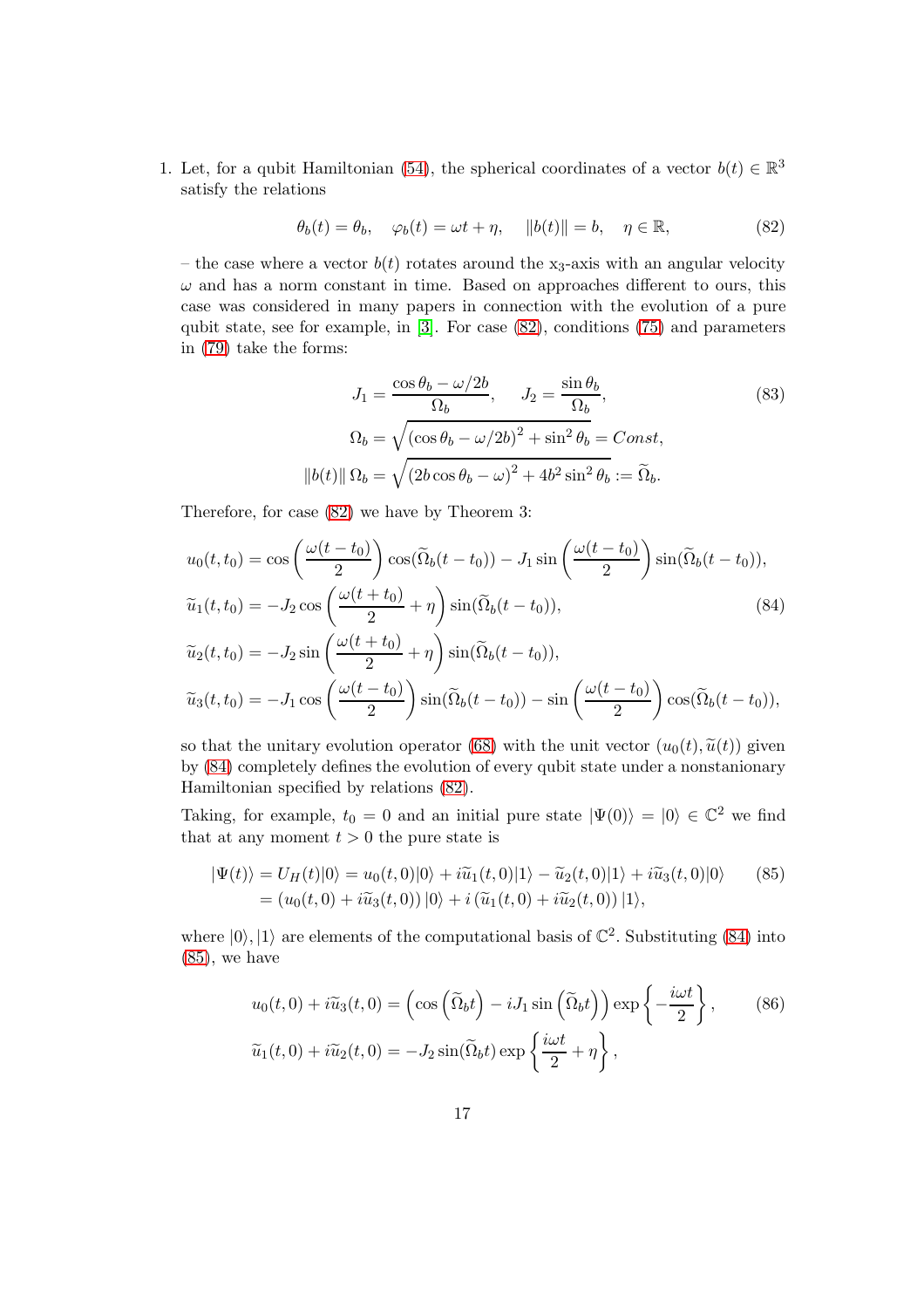1. Let, for a qubit Hamiltonian (54), the spherical coordinates of a vector $b(t) \in \mathbb{R}^3$ satisfy the relations

$$\theta_b(t) = \theta_b, \quad \varphi_b(t) = \omega t + \eta, \quad \|b(t)\| = b, \quad \eta \in \mathbb{R}, \tag{82}$$

– the case where a vector $b(t)$ rotates around the $x_3$-axis with an angular velocity $\omega$ and has a norm constant in time. Based on approaches different to ours, this case was considered in many papers in connection with the evolution of a pure qubit state, see for example, in [3]. For case (82), conditions (75) and parameters in (79) take the forms:

$$\begin{gathered} J_1 = \frac{\cos\theta_b - \omega/2b}{\Omega_b}, \qquad J_2 = \frac{\sin\theta_b}{\Omega_b}, \\ \Omega_b = \sqrt{\left(\cos\theta_b - \omega/2b\right)^2 + \sin^2\theta_b} = Const, \\ \|b(t)\|\, \Omega_b = \sqrt{\left(2b\cos\theta_b - \omega\right)^2 + 4b^2\sin^2\theta_b} := \widetilde{\Omega}_b. \end{gathered} \tag{83}$$

Therefore, for case (82) we have by Theorem 3:

$$\begin{aligned} u_0(t,t_0) &= \cos\left(\frac{\omega(t-t_0)}{2}\right)\cos(\widetilde{\Omega}_b(t-t_0)) - J_1\sin\left(\frac{\omega(t-t_0)}{2}\right)\sin(\widetilde{\Omega}_b(t-t_0)), \\ \widetilde{u}_1(t,t_0) &= -J_2\cos\left(\frac{\omega(t+t_0)}{2} + \eta\right)\sin(\widetilde{\Omega}_b(t-t_0)), \\ \widetilde{u}_2(t,t_0) &= -J_2\sin\left(\frac{\omega(t+t_0)}{2} + \eta\right)\sin(\widetilde{\Omega}_b(t-t_0)), \\ \widetilde{u}_3(t,t_0) &= -J_1\cos\left(\frac{\omega(t-t_0)}{2}\right)\sin(\widetilde{\Omega}_b(t-t_0)) - \sin\left(\frac{\omega(t-t_0)}{2}\right)\cos(\widetilde{\Omega}_b(t-t_0)), \end{aligned} \tag{84}$$

so that the unitary evolution operator (68) with the unit vector $(u_0(t), \widetilde{u}(t))$ given by (84) completely defines the evolution of every qubit state under a nonstanionary Hamiltonian specified by relations (82).

Taking, for example, $t_0 = 0$ and an initial pure state $|\Psi(0)\rangle = |0\rangle \in \mathbb{C}^2$ we find that at any moment $t > 0$ the pure state is

$$\begin{aligned} |\Psi(t)\rangle = U_H(t)|0\rangle &= u_0(t,0)|0\rangle + i\widetilde{u}_1(t,0)|1\rangle - \widetilde{u}_2(t,0)|1\rangle + i\widetilde{u}_3(t,0)|0\rangle \\ &= \left(u_0(t,0) + i\widetilde{u}_3(t,0)\right)|0\rangle + i\left(\widetilde{u}_1(t,0) + i\widetilde{u}_2(t,0)\right)|1\rangle, \end{aligned} \tag{85}$$

where $|0\rangle, |1\rangle$ are elements of the computational basis of $\mathbb{C}^2$. Substituting (84) into (85), we have

$$\begin{aligned} u_0(t,0) + i\widetilde{u}_3(t,0) &= \left(\cos\left(\widetilde{\Omega}_b t\right) - iJ_1\sin\left(\widetilde{\Omega}_b t\right)\right)\exp\left\{-\frac{i\omega t}{2}\right\}, \\ \widetilde{u}_1(t,0) + i\widetilde{u}_2(t,0) &= -J_2\sin(\widetilde{\Omega}_b t)\exp\left\{\frac{i\omega t}{2} + \eta\right\}, \end{aligned} \tag{86}$$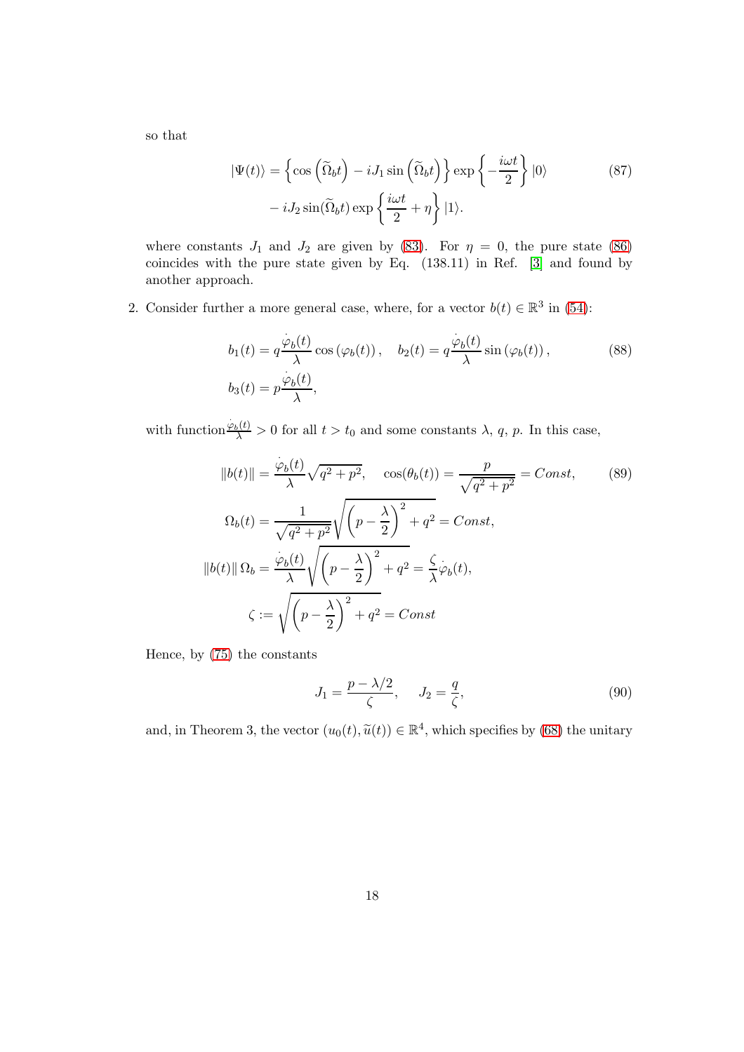so that

$$
\begin{aligned}
|\Psi(t)\rangle = &\left\{\cos\left(\widetilde{\Omega}_b t\right) - iJ_1 \sin\left(\widetilde{\Omega}_b t\right)\right\} \exp\left\{-\frac{i\omega t}{2}\right\} |0\rangle \\
&- iJ_2 \sin(\widetilde{\Omega}_b t) \exp\left\{\frac{i\omega t}{2} + \eta\right\} |1\rangle.
\end{aligned}
\tag{87}
$$

where constants $J_1$ and $J_2$ are given by (83). For $\eta = 0$, the pure state (86) coincides with the pure state given by Eq. (138.11) in Ref. [3] and found by another approach.

2. Consider further a more general case, where, for a vector $b(t) \in \mathbb{R}^3$ in (54):

$$
\begin{aligned}
&b_1(t) = q\frac{\dot{\varphi}_b(t)}{\lambda}\cos\left(\varphi_b(t)\right), \quad b_2(t) = q\frac{\dot{\varphi}_b(t)}{\lambda}\sin\left(\varphi_b(t)\right), \\
&b_3(t) = p\frac{\dot{\varphi}_b(t)}{\lambda},
\end{aligned}
\tag{88}
$$

with function $\frac{\dot{\varphi}_b(t)}{\lambda} > 0$ for all $t > t_0$ and some constants $\lambda$, $q$, $p$. In this case,

$$
\begin{aligned}
\|b(t)\| &= \frac{\dot{\varphi}_b(t)}{\lambda}\sqrt{q^2+p^2}, \quad \cos(\theta_b(t)) = \frac{p}{\sqrt{q^2+p^2}} = Const, \\
\Omega_b(t) &= \frac{1}{\sqrt{q^2+p^2}}\sqrt{\left(p-\frac{\lambda}{2}\right)^2 + q^2} = Const, \\
\|b(t)\|\,\Omega_b &= \frac{\dot{\varphi}_b(t)}{\lambda}\sqrt{\left(p-\frac{\lambda}{2}\right)^2 + q^2} = \frac{\zeta}{\lambda}\dot{\varphi}_b(t), \\
\zeta &:= \sqrt{\left(p-\frac{\lambda}{2}\right)^2 + q^2} = Const
\end{aligned}
\tag{89}
$$

Hence, by (75) the constants

$$
J_1 = \frac{p-\lambda/2}{\zeta}, \quad J_2 = \frac{q}{\zeta},
\tag{90}
$$

and, in Theorem 3, the vector $(u_0(t), \widetilde{u}(t)) \in \mathbb{R}^4$, which specifies by (68) the unitary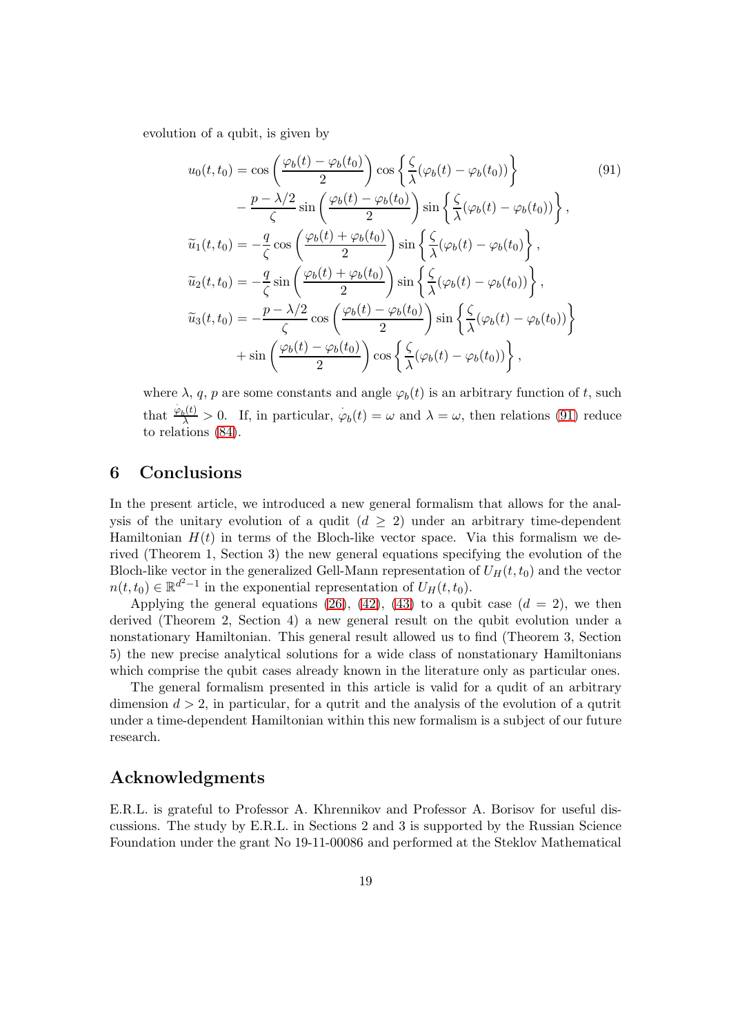evolution of a qubit, is given by

$$
\begin{aligned}
u_0(t,t_0) &= \cos\left(\frac{\varphi_b(t)-\varphi_b(t_0)}{2}\right)\cos\left\{\frac{\zeta}{\lambda}(\varphi_b(t)-\varphi_b(t_0))\right\} \\
&\quad - \frac{p-\lambda/2}{\zeta}\sin\left(\frac{\varphi_b(t)-\varphi_b(t_0)}{2}\right)\sin\left\{\frac{\zeta}{\lambda}(\varphi_b(t)-\varphi_b(t_0))\right\}, \\
\widetilde{u}_1(t,t_0) &= -\frac{q}{\zeta}\cos\left(\frac{\varphi_b(t)+\varphi_b(t_0)}{2}\right)\sin\left\{\frac{\zeta}{\lambda}(\varphi_b(t)-\varphi_b(t_0)\right\}, \\
\widetilde{u}_2(t,t_0) &= -\frac{q}{\zeta}\sin\left(\frac{\varphi_b(t)+\varphi_b(t_0)}{2}\right)\sin\left\{\frac{\zeta}{\lambda}(\varphi_b(t)-\varphi_b(t_0))\right\}, \\
\widetilde{u}_3(t,t_0) &= -\frac{p-\lambda/2}{\zeta}\cos\left(\frac{\varphi_b(t)-\varphi_b(t_0)}{2}\right)\sin\left\{\frac{\zeta}{\lambda}(\varphi_b(t)-\varphi_b(t_0))\right\} \\
&\quad + \sin\left(\frac{\varphi_b(t)-\varphi_b(t_0)}{2}\right)\cos\left\{\frac{\zeta}{\lambda}(\varphi_b(t)-\varphi_b(t_0))\right\},
\end{aligned}
\tag{91}
$$

where $\lambda$, $q$, $p$ are some constants and angle $\varphi_b(t)$ is an arbitrary function of $t$, such that $\frac{\dot{\varphi}_b(t)}{\lambda} > 0$. If, in particular, $\dot{\varphi}_b(t) = \omega$ and $\lambda = \omega$, then relations (91) reduce to relations (84).

## 6 Conclusions

In the present article, we introduced a new general formalism that allows for the analysis of the unitary evolution of a qudit ($d \geq 2$) under an arbitrary time-dependent Hamiltonian $H(t)$ in terms of the Bloch-like vector space. Via this formalism we derived (Theorem 1, Section 3) the new general equations specifying the evolution of the Bloch-like vector in the generalized Gell-Mann representation of $U_H(t,t_0)$ and the vector $n(t,t_0) \in \mathbb{R}^{d^2-1}$ in the exponential representation of $U_H(t,t_0)$.

Applying the general equations (26), (42), (43) to a qubit case ($d = 2$), we then derived (Theorem 2, Section 4) a new general result on the qubit evolution under a nonstationary Hamiltonian. This general result allowed us to find (Theorem 3, Section 5) the new precise analytical solutions for a wide class of nonstationary Hamiltonians which comprise the qubit cases already known in the literature only as particular ones.

The general formalism presented in this article is valid for a qudit of an arbitrary dimension $d > 2$, in particular, for a qutrit and the analysis of the evolution of a qutrit under a time-dependent Hamiltonian within this new formalism is a subject of our future research.

## Acknowledgments

E.R.L. is grateful to Professor A. Khrennikov and Professor A. Borisov for useful discussions. The study by E.R.L. in Sections 2 and 3 is supported by the Russian Science Foundation under the grant No 19-11-00086 and performed at the Steklov Mathematical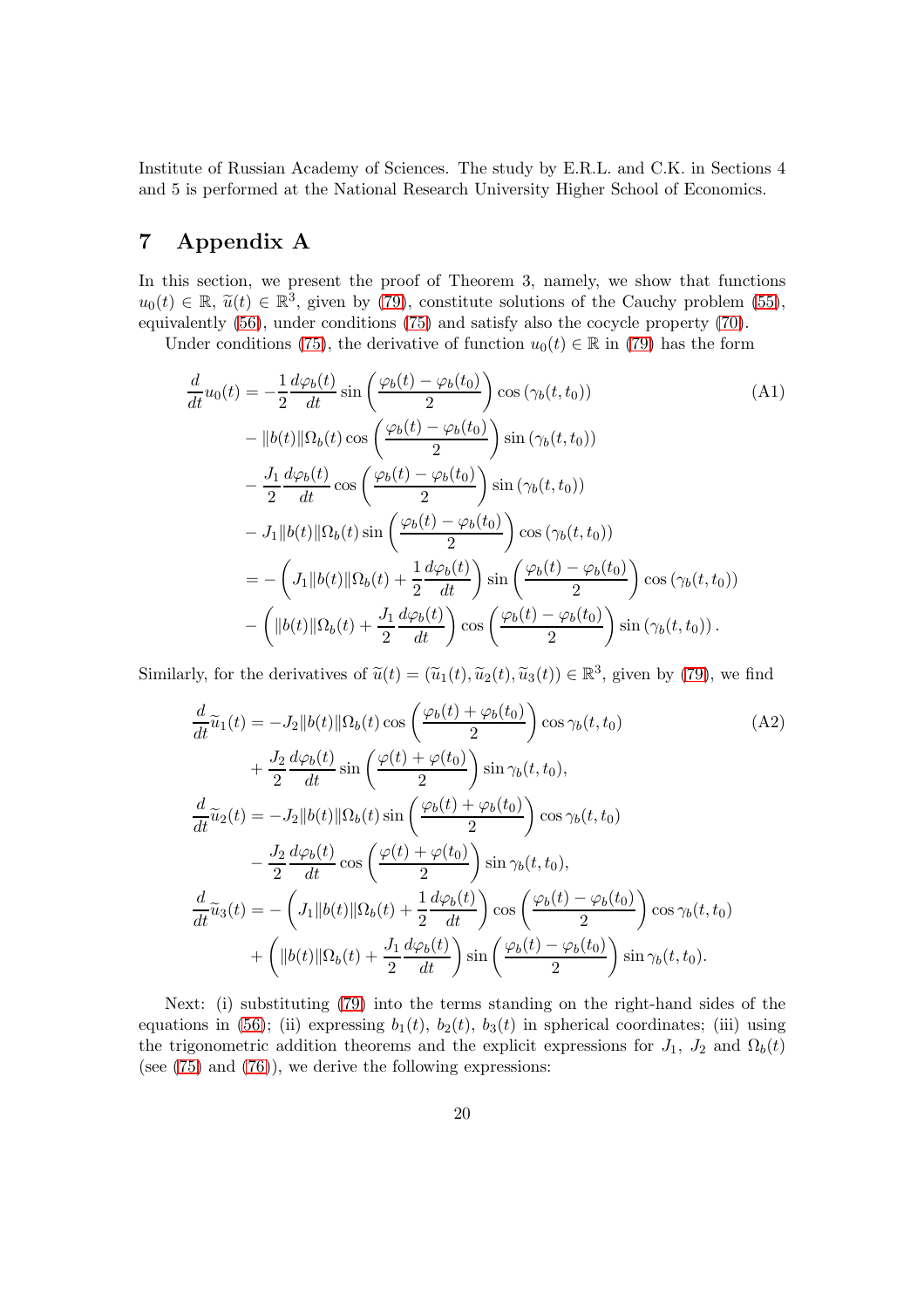Institute of Russian Academy of Sciences. The study by E.R.L. and C.K. in Sections 4 and 5 is performed at the National Research University Higher School of Economics.

## 7 Appendix A

In this section, we present the proof of Theorem 3, namely, we show that functions $u_0(t) \in \mathbb{R}$, $\widetilde{u}(t) \in \mathbb{R}^3$, given by (79), constitute solutions of the Cauchy problem (55), equivalently (56), under conditions (75) and satisfy also the cocycle property (70).

Under conditions (75), the derivative of function $u_0(t) \in \mathbb{R}$ in (79) has the form

$$
\begin{aligned}
\frac{d}{dt}u_0(t) &= -\frac{1}{2}\frac{d\varphi_b(t)}{dt}\sin\left(\frac{\varphi_b(t)-\varphi_b(t_0)}{2}\right)\cos\left(\gamma_b(t,t_0)\right) \\
&\quad - \|b(t)\|\Omega_b(t)\cos\left(\frac{\varphi_b(t)-\varphi_b(t_0)}{2}\right)\sin\left(\gamma_b(t,t_0)\right) \\
&\quad - \frac{J_1}{2}\frac{d\varphi_b(t)}{dt}\cos\left(\frac{\varphi_b(t)-\varphi_b(t_0)}{2}\right)\sin\left(\gamma_b(t,t_0)\right) \\
&\quad - J_1\|b(t)\|\Omega_b(t)\sin\left(\frac{\varphi_b(t)-\varphi_b(t_0)}{2}\right)\cos\left(\gamma_b(t,t_0)\right) \\
&= -\left(J_1\|b(t)\|\Omega_b(t)+\frac{1}{2}\frac{d\varphi_b(t)}{dt}\right)\sin\left(\frac{\varphi_b(t)-\varphi_b(t_0)}{2}\right)\cos\left(\gamma_b(t,t_0)\right) \\
&\quad - \left(\|b(t)\|\Omega_b(t)+\frac{J_1}{2}\frac{d\varphi_b(t)}{dt}\right)\cos\left(\frac{\varphi_b(t)-\varphi_b(t_0)}{2}\right)\sin\left(\gamma_b(t,t_0)\right).
\end{aligned}
\tag{A1}
$$

Similarly, for the derivatives of $\widetilde{u}(t) = (\widetilde{u}_1(t), \widetilde{u}_2(t), \widetilde{u}_3(t)) \in \mathbb{R}^3$, given by (79), we find

$$
\begin{aligned}
\frac{d}{dt}\widetilde{u}_1(t) &= -J_2\|b(t)\|\Omega_b(t)\cos\left(\frac{\varphi_b(t)+\varphi_b(t_0)}{2}\right)\cos\gamma_b(t,t_0) \\
&\quad + \frac{J_2}{2}\frac{d\varphi_b(t)}{dt}\sin\left(\frac{\varphi(t)+\varphi(t_0)}{2}\right)\sin\gamma_b(t,t_0), \\
\frac{d}{dt}\widetilde{u}_2(t) &= -J_2\|b(t)\|\Omega_b(t)\sin\left(\frac{\varphi_b(t)+\varphi_b(t_0)}{2}\right)\cos\gamma_b(t,t_0) \\
&\quad - \frac{J_2}{2}\frac{d\varphi_b(t)}{dt}\cos\left(\frac{\varphi(t)+\varphi(t_0)}{2}\right)\sin\gamma_b(t,t_0), \\
\frac{d}{dt}\widetilde{u}_3(t) &= -\left(J_1\|b(t)\|\Omega_b(t)+\frac{1}{2}\frac{d\varphi_b(t)}{dt}\right)\cos\left(\frac{\varphi_b(t)-\varphi_b(t_0)}{2}\right)\cos\gamma_b(t,t_0) \\
&\quad + \left(\|b(t)\|\Omega_b(t)+\frac{J_1}{2}\frac{d\varphi_b(t)}{dt}\right)\sin\left(\frac{\varphi_b(t)-\varphi_b(t_0)}{2}\right)\sin\gamma_b(t,t_0).
\end{aligned}
\tag{A2}
$$

Next: (i) substituting (79) into the terms standing on the right-hand sides of the equations in (56); (ii) expressing $b_1(t)$, $b_2(t)$, $b_3(t)$ in spherical coordinates; (iii) using the trigonometric addition theorems and the explicit expressions for $J_1$, $J_2$ and $\Omega_b(t)$ (see (75) and (76)), we derive the following expressions: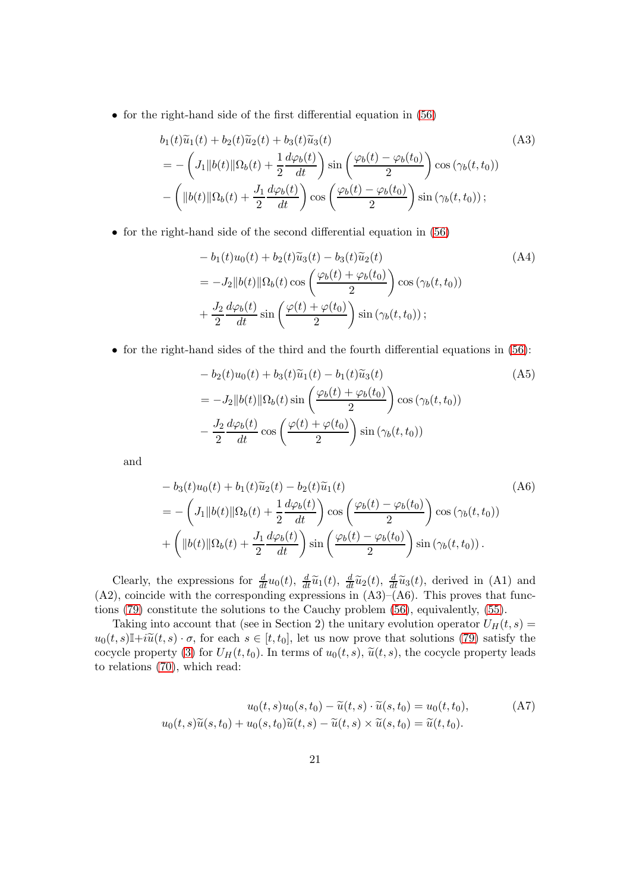- for the right-hand side of the first differential equation in (56)

$$
\begin{aligned}
& b_1(t)\widetilde{u}_1(t) + b_2(t)\widetilde{u}_2(t) + b_3(t)\widetilde{u}_3(t) \\
&= -\left(J_1\|b(t)\|\Omega_b(t) + \frac{1}{2}\frac{d\varphi_b(t)}{dt}\right)\sin\left(\frac{\varphi_b(t)-\varphi_b(t_0)}{2}\right)\cos\left(\gamma_b(t,t_0)\right) \\
&\quad - \left(\|b(t)\|\Omega_b(t) + \frac{J_1}{2}\frac{d\varphi_b(t)}{dt}\right)\cos\left(\frac{\varphi_b(t)-\varphi_b(t_0)}{2}\right)\sin\left(\gamma_b(t,t_0)\right);
\end{aligned}
\tag{A3}
$$

- for the right-hand side of the second differential equation in (56)

$$
\begin{aligned}
& -b_1(t)u_0(t) + b_2(t)\widetilde{u}_3(t) - b_3(t)\widetilde{u}_2(t) \\
&= -J_2\|b(t)\|\Omega_b(t)\cos\left(\frac{\varphi_b(t)+\varphi_b(t_0)}{2}\right)\cos\left(\gamma_b(t,t_0)\right) \\
&\quad + \frac{J_2}{2}\frac{d\varphi_b(t)}{dt}\sin\left(\frac{\varphi(t)+\varphi(t_0)}{2}\right)\sin\left(\gamma_b(t,t_0)\right);
\end{aligned}
\tag{A4}
$$

- for the right-hand sides of the third and the fourth differential equations in (56):

$$
\begin{aligned}
& -b_2(t)u_0(t) + b_3(t)\widetilde{u}_1(t) - b_1(t)\widetilde{u}_3(t) \\
&= -J_2\|b(t)\|\Omega_b(t)\sin\left(\frac{\varphi_b(t)+\varphi_b(t_0)}{2}\right)\cos\left(\gamma_b(t,t_0)\right) \\
&\quad - \frac{J_2}{2}\frac{d\varphi_b(t)}{dt}\cos\left(\frac{\varphi(t)+\varphi(t_0)}{2}\right)\sin\left(\gamma_b(t,t_0)\right)
\end{aligned}
\tag{A5}
$$

and

$$
\begin{aligned}
& -b_3(t)u_0(t) + b_1(t)\widetilde{u}_2(t) - b_2(t)\widetilde{u}_1(t) \\
&= -\left(J_1\|b(t)\|\Omega_b(t) + \frac{1}{2}\frac{d\varphi_b(t)}{dt}\right)\cos\left(\frac{\varphi_b(t)-\varphi_b(t_0)}{2}\right)\cos\left(\gamma_b(t,t_0)\right) \\
&\quad + \left(\|b(t)\|\Omega_b(t) + \frac{J_1}{2}\frac{d\varphi_b(t)}{dt}\right)\sin\left(\frac{\varphi_b(t)-\varphi_b(t_0)}{2}\right)\sin\left(\gamma_b(t,t_0)\right).
\end{aligned}
\tag{A6}
$$

Clearly, the expressions for $\frac{d}{dt}u_0(t)$, $\frac{d}{dt}\widetilde{u}_1(t)$, $\frac{d}{dt}\widetilde{u}_2(t)$, $\frac{d}{dt}\widetilde{u}_3(t)$, derived in (A1) and (A2), coincide with the corresponding expressions in (A3)–(A6). This proves that functions (79) constitute the solutions to the Cauchy problem (56), equivalently, (55).

Taking into account that (see in Section 2) the unitary evolution operator $U_H(t,s) = u_0(t,s)\mathbb{I} + i\widetilde{u}(t,s)\cdot\sigma$, for each $s \in [t,t_0]$, let us now prove that solutions (79) satisfy the cocycle property (3) for $U_H(t,t_0)$. In terms of $u_0(t,s)$, $\widetilde{u}(t,s)$, the cocycle property leads to relations (70), which read:

$$
\begin{aligned}
u_0(t,s)u_0(s,t_0) - \widetilde{u}(t,s)\cdot\widetilde{u}(s,t_0) &= u_0(t,t_0), \\
u_0(t,s)\widetilde{u}(s,t_0) + u_0(s,t_0)\widetilde{u}(t,s) - \widetilde{u}(t,s)\times\widetilde{u}(s,t_0) &= \widetilde{u}(t,t_0).
\end{aligned}
\tag{A7}
$$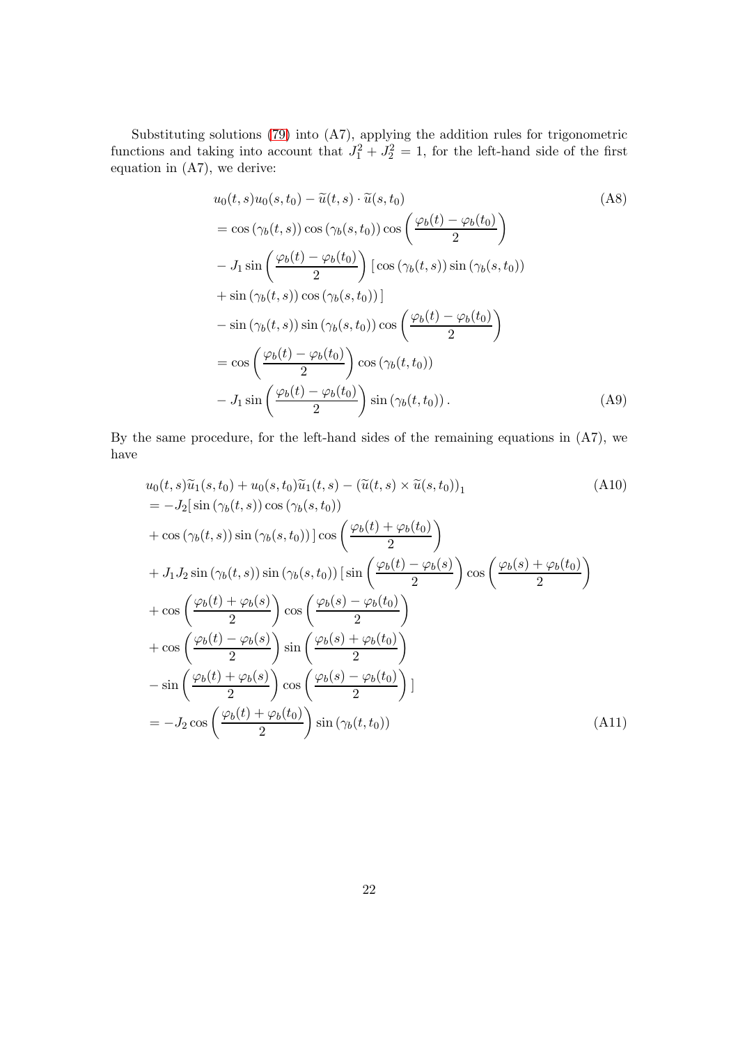Substituting solutions (79) into (A7), applying the addition rules for trigonometric functions and taking into account that $J_1^2 + J_2^2 = 1$, for the left-hand side of the first equation in (A7), we derive:

$$
\begin{aligned}
&u_0(t,s)u_0(s,t_0) - \widetilde{u}(t,s)\cdot\widetilde{u}(s,t_0) \qquad \text{(A8)}\\
&= \cos\left(\gamma_b(t,s)\right)\cos\left(\gamma_b(s,t_0)\right)\cos\left(\frac{\varphi_b(t)-\varphi_b(t_0)}{2}\right)\\
&- J_1 \sin\left(\frac{\varphi_b(t)-\varphi_b(t_0)}{2}\right)\left[\,\cos\left(\gamma_b(t,s)\right)\sin\left(\gamma_b(s,t_0)\right)\right.\\
&\left.+ \sin\left(\gamma_b(t,s)\right)\cos\left(\gamma_b(s,t_0)\right)\,\right]\\
&- \sin\left(\gamma_b(t,s)\right)\sin\left(\gamma_b(s,t_0)\right)\cos\left(\frac{\varphi_b(t)-\varphi_b(t_0)}{2}\right)\\
&= \cos\left(\frac{\varphi_b(t)-\varphi_b(t_0)}{2}\right)\cos\left(\gamma_b(t,t_0)\right)\\
&- J_1 \sin\left(\frac{\varphi_b(t)-\varphi_b(t_0)}{2}\right)\sin\left(\gamma_b(t,t_0)\right). \qquad \text{(A9)}
\end{aligned}
$$

By the same procedure, for the left-hand sides of the remaining equations in (A7), we have

$$
\begin{aligned}
&u_0(t,s)\widetilde{u}_1(s,t_0) + u_0(s,t_0)\widetilde{u}_1(t,s) - \left(\widetilde{u}(t,s)\times\widetilde{u}(s,t_0)\right)_1 \qquad \text{(A10)}\\
&= -J_2\left[\,\sin\left(\gamma_b(t,s)\right)\cos\left(\gamma_b(s,t_0)\right)\right.\\
&\left.+ \cos\left(\gamma_b(t,s)\right)\sin\left(\gamma_b(s,t_0)\right)\,\right]\cos\left(\frac{\varphi_b(t)+\varphi_b(t_0)}{2}\right)\\
&+ J_1 J_2 \sin\left(\gamma_b(t,s)\right)\sin\left(\gamma_b(s,t_0)\right)\left[\,\sin\left(\frac{\varphi_b(t)-\varphi_b(s)}{2}\right)\cos\left(\frac{\varphi_b(s)+\varphi_b(t_0)}{2}\right)\right.\\
&+ \cos\left(\frac{\varphi_b(t)+\varphi_b(s)}{2}\right)\cos\left(\frac{\varphi_b(s)-\varphi_b(t_0)}{2}\right)\\
&+ \cos\left(\frac{\varphi_b(t)-\varphi_b(s)}{2}\right)\sin\left(\frac{\varphi_b(s)+\varphi_b(t_0)}{2}\right)\\
&\left.- \sin\left(\frac{\varphi_b(t)+\varphi_b(s)}{2}\right)\cos\left(\frac{\varphi_b(s)-\varphi_b(t_0)}{2}\right)\,\right]\\
&= -J_2\cos\left(\frac{\varphi_b(t)+\varphi_b(t_0)}{2}\right)\sin\left(\gamma_b(t,t_0)\right) \qquad \text{(A11)}
\end{aligned}
$$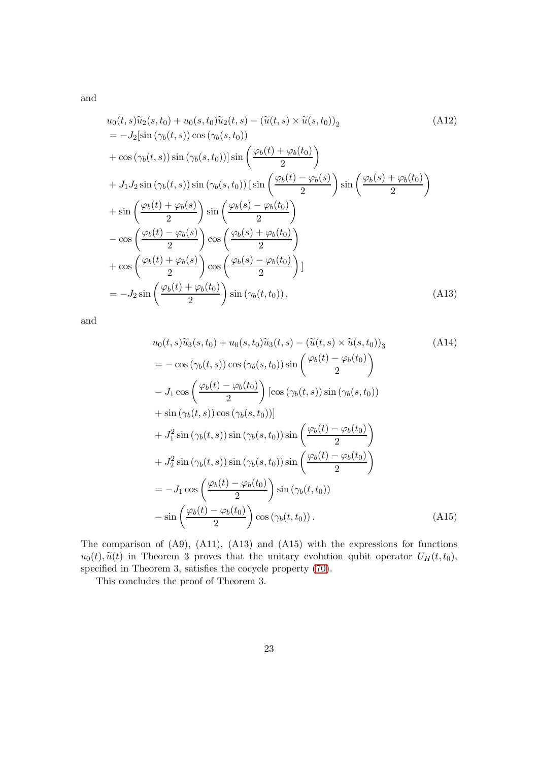and

$$
\begin{aligned}
&u_0(t,s)\widetilde{u}_2(s,t_0) + u_0(s,t_0)\widetilde{u}_2(t,s) - (\widetilde{u}(t,s) \times \widetilde{u}(s,t_0))_2 \qquad \text{(A12)}\\
&= -J_2[\sin(\gamma_b(t,s))\cos(\gamma_b(s,t_0)) \\
&+ \cos(\gamma_b(t,s))\sin(\gamma_b(s,t_0))]\sin\left(\frac{\varphi_b(t)+\varphi_b(t_0)}{2}\right) \\
&+ J_1 J_2 \sin(\gamma_b(t,s))\sin(\gamma_b(s,t_0))\,[\sin\left(\frac{\varphi_b(t)-\varphi_b(s)}{2}\right)\sin\left(\frac{\varphi_b(s)+\varphi_b(t_0)}{2}\right) \\
&+ \sin\left(\frac{\varphi_b(t)+\varphi_b(s)}{2}\right)\sin\left(\frac{\varphi_b(s)-\varphi_b(t_0)}{2}\right) \\
&- \cos\left(\frac{\varphi_b(t)-\varphi_b(s)}{2}\right)\cos\left(\frac{\varphi_b(s)+\varphi_b(t_0)}{2}\right) \\
&+ \cos\left(\frac{\varphi_b(t)+\varphi_b(s)}{2}\right)\cos\left(\frac{\varphi_b(s)-\varphi_b(t_0)}{2}\right)] \\
&= -J_2 \sin\left(\frac{\varphi_b(t)+\varphi_b(t_0)}{2}\right)\sin(\gamma_b(t,t_0)), \qquad \text{(A13)}
\end{aligned}
$$

and

$$
\begin{aligned}
&u_0(t,s)\widetilde{u}_3(s,t_0) + u_0(s,t_0)\widetilde{u}_3(t,s) - (\widetilde{u}(t,s) \times \widetilde{u}(s,t_0))_3 \qquad \text{(A14)}\\
&= -\cos(\gamma_b(t,s))\cos(\gamma_b(s,t_0))\sin\left(\frac{\varphi_b(t)-\varphi_b(t_0)}{2}\right) \\
&- J_1 \cos\left(\frac{\varphi_b(t)-\varphi_b(t_0)}{2}\right)[\cos(\gamma_b(t,s))\sin(\gamma_b(s,t_0)) \\
&+ \sin(\gamma_b(t,s))\cos(\gamma_b(s,t_0))] \\
&+ J_1^2 \sin(\gamma_b(t,s))\sin(\gamma_b(s,t_0))\sin\left(\frac{\varphi_b(t)-\varphi_b(t_0)}{2}\right) \\
&+ J_2^2 \sin(\gamma_b(t,s))\sin(\gamma_b(s,t_0))\sin\left(\frac{\varphi_b(t)-\varphi_b(t_0)}{2}\right) \\
&= -J_1 \cos\left(\frac{\varphi_b(t)-\varphi_b(t_0)}{2}\right)\sin(\gamma_b(t,t_0)) \\
&- \sin\left(\frac{\varphi_b(t)-\varphi_b(t_0)}{2}\right)\cos(\gamma_b(t,t_0)). \qquad \text{(A15)}
\end{aligned}
$$

The comparison of (A9), (A11), (A13) and (A15) with the expressions for functions $u_0(t), \widetilde{u}(t)$ in Theorem 3 proves that the unitary evolution qubit operator $U_H(t,t_0)$, specified in Theorem 3, satisfies the cocycle property (70).

This concludes the proof of Theorem 3.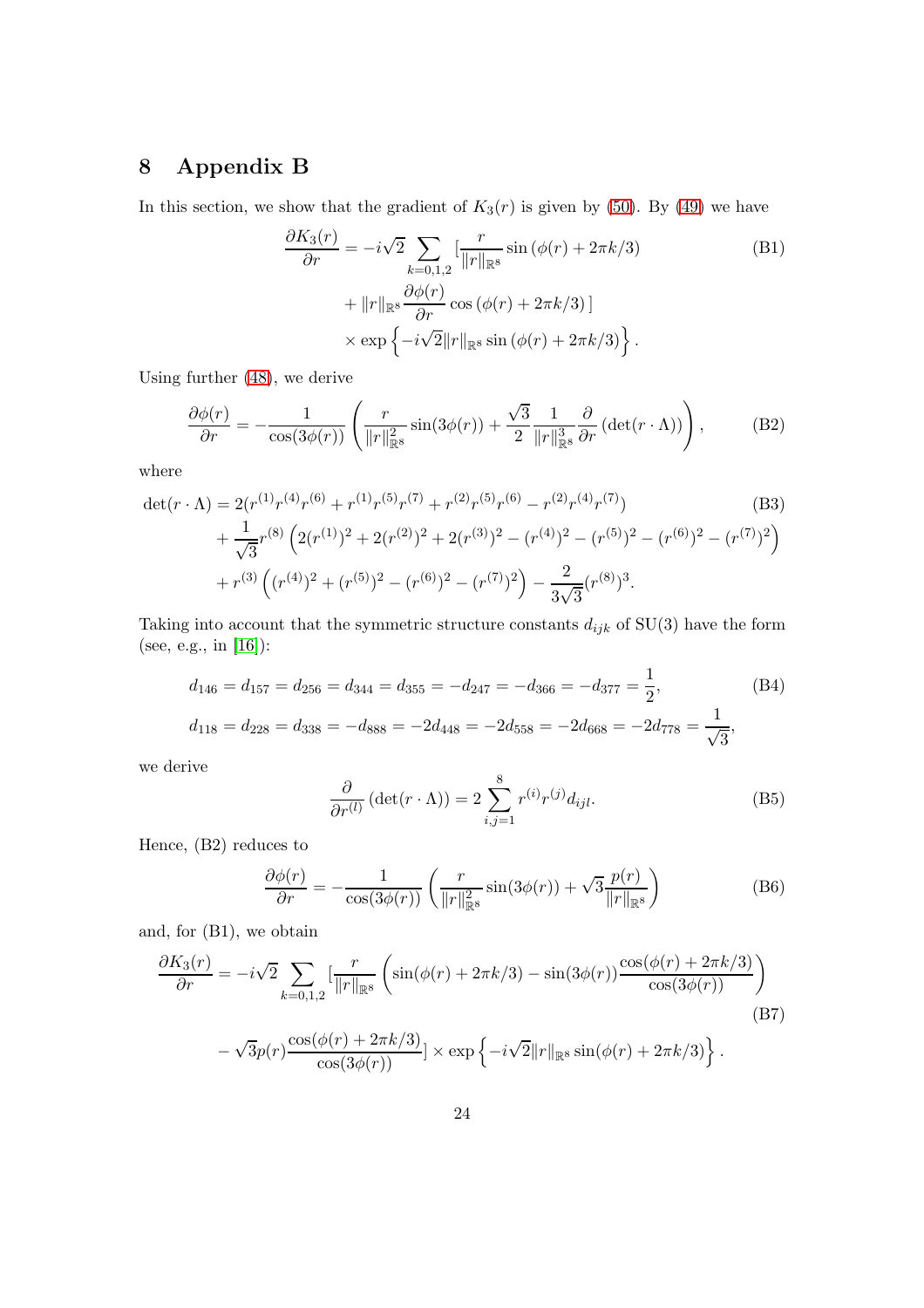# 8 Appendix B

In this section, we show that the gradient of $K_3(r)$ is given by (50). By (49) we have

$$\frac{\partial K_3(r)}{\partial r} = -i\sqrt{2}\sum_{k=0,1,2}[\frac{r}{\|r\|_{\mathbb{R}^8}}\sin\left(\phi(r)+2\pi k/3\right) \tag{B1}$$
$$+ \|r\|_{\mathbb{R}^8}\frac{\partial\phi(r)}{\partial r}\cos\left(\phi(r)+2\pi k/3\right)]$$
$$\times\exp\left\{-i\sqrt{2}\|r\|_{\mathbb{R}^8}\sin\left(\phi(r)+2\pi k/3\right)\right\}.$$

Using further (48), we derive

$$\frac{\partial\phi(r)}{\partial r} = -\frac{1}{\cos(3\phi(r))}\left(\frac{r}{\|r\|^2_{\mathbb{R}^8}}\sin(3\phi(r)) + \frac{\sqrt{3}}{2}\frac{1}{\|r\|^3_{\mathbb{R}^8}}\frac{\partial}{\partial r}\left(\det(r\cdot\Lambda)\right)\right), \tag{B2}$$

where

$$\det(r\cdot\Lambda) = 2(r^{(1)}r^{(4)}r^{(6)} + r^{(1)}r^{(5)}r^{(7)} + r^{(2)}r^{(5)}r^{(6)} - r^{(2)}r^{(4)}r^{(7)}) \tag{B3}$$
$$+\frac{1}{\sqrt{3}}r^{(8)}\left(2(r^{(1)})^2 + 2(r^{(2)})^2 + 2(r^{(3)})^2 - (r^{(4)})^2 - (r^{(5)})^2 - (r^{(6)})^2 - (r^{(7)})^2\right)$$
$$+ r^{(3)}\left((r^{(4)})^2 + (r^{(5)})^2 - (r^{(6)})^2 - (r^{(7)})^2\right) - \frac{2}{3\sqrt{3}}(r^{(8)})^3.$$

Taking into account that the symmetric structure constants $d_{ijk}$ of SU(3) have the form (see, e.g., in [16]):

$$d_{146} = d_{157} = d_{256} = d_{344} = d_{355} = -d_{247} = -d_{366} = -d_{377} = \frac{1}{2}, \tag{B4}$$
$$d_{118} = d_{228} = d_{338} = -d_{888} = -2d_{448} = -2d_{558} = -2d_{668} = -2d_{778} = \frac{1}{\sqrt{3}},$$

we derive

$$\frac{\partial}{\partial r^{(l)}}\left(\det(r\cdot\Lambda)\right) = 2\sum_{i,j=1}^{8} r^{(i)}r^{(j)}d_{ijl}. \tag{B5}$$

Hence, (B2) reduces to

$$\frac{\partial\phi(r)}{\partial r} = -\frac{1}{\cos(3\phi(r))}\left(\frac{r}{\|r\|^2_{\mathbb{R}^8}}\sin(3\phi(r)) + \sqrt{3}\frac{p(r)}{\|r\|_{\mathbb{R}^8}}\right) \tag{B6}$$

and, for (B1), we obtain

$$\frac{\partial K_3(r)}{\partial r} = -i\sqrt{2}\sum_{k=0,1,2}[\frac{r}{\|r\|_{\mathbb{R}^8}}\left(\sin(\phi(r)+2\pi k/3) - \sin(3\phi(r))\frac{\cos(\phi(r)+2\pi k/3)}{\cos(3\phi(r))}\right) \tag{B7}$$
$$-\sqrt{3}p(r)\frac{\cos(\phi(r)+2\pi k/3)}{\cos(3\phi(r))}]\times\exp\left\{-i\sqrt{2}\|r\|_{\mathbb{R}^8}\sin(\phi(r)+2\pi k/3)\right\}.$$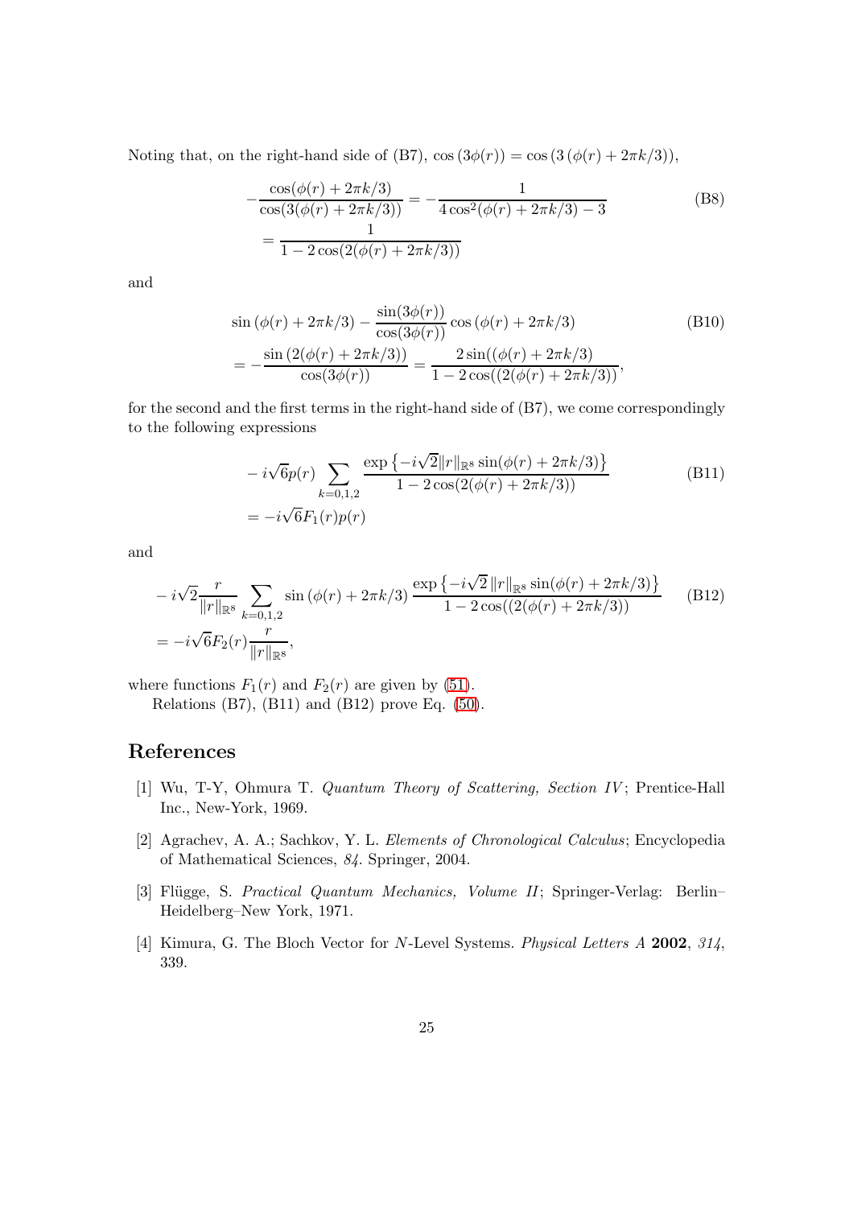Noting that, on the right-hand side of (B7), $\cos(3\phi(r)) = \cos(3(\phi(r) + 2\pi k/3))$,

$$
\begin{aligned}
&-\frac{\cos(\phi(r) + 2\pi k/3)}{\cos(3(\phi(r) + 2\pi k/3))} = -\frac{1}{4\cos^2(\phi(r) + 2\pi k/3) - 3} \\
&= \frac{1}{1 - 2\cos(2(\phi(r) + 2\pi k/3))}
\end{aligned}
\tag{B8}
$$

and

$$
\begin{aligned}
&\sin(\phi(r) + 2\pi k/3) - \frac{\sin(3\phi(r))}{\cos(3\phi(r))}\cos(\phi(r) + 2\pi k/3) \\
&= -\frac{\sin(2(\phi(r) + 2\pi k/3))}{\cos(3\phi(r))} = \frac{2\sin((\phi(r) + 2\pi k/3)}{1 - 2\cos((2(\phi(r) + 2\pi k/3))},
\end{aligned}
\tag{B10}
$$

for the second and the first terms in the right-hand side of (B7), we come correspondingly to the following expressions

$$
\begin{aligned}
&-i\sqrt{6}p(r)\sum_{k=0,1,2}\frac{\exp\left\{-i\sqrt{2}\|r\|_{\mathbb{R}^8}\sin(\phi(r) + 2\pi k/3)\right\}}{1 - 2\cos(2(\phi(r) + 2\pi k/3))} \\
&= -i\sqrt{6}F_1(r)p(r)
\end{aligned}
\tag{B11}
$$

and

$$
\begin{aligned}
&-i\sqrt{2}\frac{r}{\|r\|_{\mathbb{R}^8}}\sum_{k=0,1,2}\sin(\phi(r) + 2\pi k/3)\frac{\exp\left\{-i\sqrt{2}\,\|r\|_{\mathbb{R}^8}\sin(\phi(r) + 2\pi k/3)\right\}}{1 - 2\cos((2(\phi(r) + 2\pi k/3))} \\
&= -i\sqrt{6}F_2(r)\frac{r}{\|r\|_{\mathbb{R}^8}},
\end{aligned}
\tag{B12}
$$

where functions $F_1(r)$ and $F_2(r)$ are given by (51).

Relations (B7), (B11) and (B12) prove Eq. (50).

# References

[1] Wu, T-Y, Ohmura T. *Quantum Theory of Scattering, Section IV*; Prentice-Hall Inc., New-York, 1969.

[2] Agrachev, A. A.; Sachkov, Y. L. *Elements of Chronological Calculus*; Encyclopedia of Mathematical Sciences, *84*. Springer, 2004.

[3] Flügge, S. *Practical Quantum Mechanics, Volume II*; Springer-Verlag: Berlin–Heidelberg–New York, 1971.

[4] Kimura, G. The Bloch Vector for $N$-Level Systems. *Physical Letters A* **2002**, *314*, 339.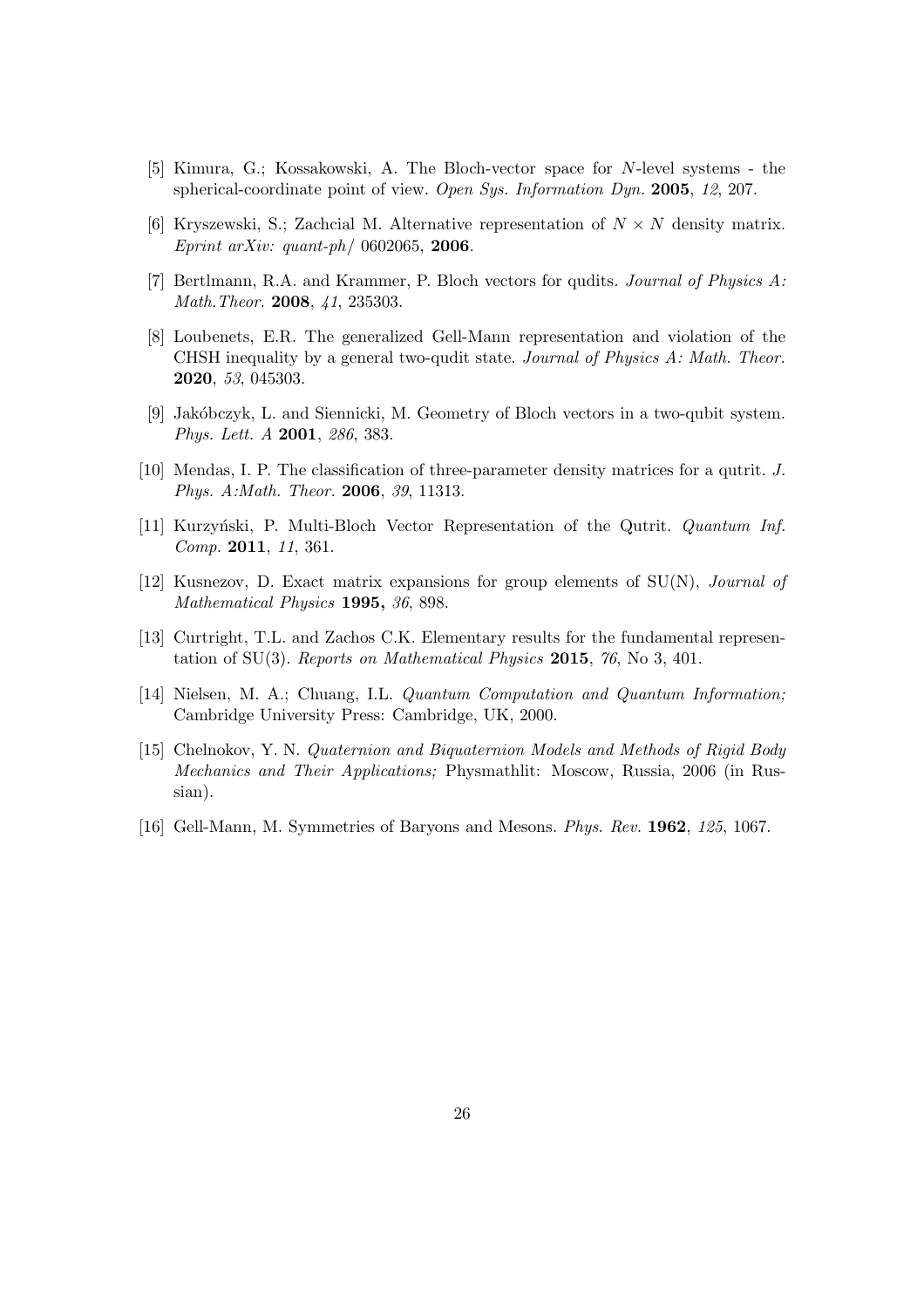[5] Kimura, G.; Kossakowski, A. The Bloch-vector space for $N$-level systems - the spherical-coordinate point of view. *Open Sys. Information Dyn.* **2005**, *12*, 207.

[6] Kryszewski, S.; Zachcial M. Alternative representation of $N \times N$ density matrix. *Eprint arXiv: quant-ph/* 0602065, **2006**.

[7] Bertlmann, R.A. and Krammer, P. Bloch vectors for qudits. *Journal of Physics A: Math.Theor.* **2008**, *41*, 235303.

[8] Loubenets, E.R. The generalized Gell-Mann representation and violation of the CHSH inequality by a general two-qudit state. *Journal of Physics A: Math. Theor.* **2020**, *53*, 045303.

[9] Jakóbczyk, L. and Siennicki, M. Geometry of Bloch vectors in a two-qubit system. *Phys. Lett. A* **2001**, *286*, 383.

[10] Mendas, I. P. The classification of three-parameter density matrices for a qutrit. *J. Phys. A:Math. Theor.* **2006**, *39*, 11313.

[11] Kurzyński, P. Multi-Bloch Vector Representation of the Qutrit. *Quantum Inf. Comp.* **2011**, *11*, 361.

[12] Kusnezov, D. Exact matrix expansions for group elements of SU(N), *Journal of Mathematical Physics* **1995,** *36*, 898.

[13] Curtright, T.L. and Zachos C.K. Elementary results for the fundamental representation of SU(3). *Reports on Mathematical Physics* **2015**, *76*, No 3, 401.

[14] Nielsen, M. A.; Chuang, I.L. *Quantum Computation and Quantum Information;* Cambridge University Press: Cambridge, UK, 2000.

[15] Chelnokov, Y. N. *Quaternion and Biquaternion Models and Methods of Rigid Body Mechanics and Their Applications;* Physmathlit: Moscow, Russia, 2006 (in Russian).

[16] Gell-Mann, M. Symmetries of Baryons and Mesons. *Phys. Rev.* **1962**, *125*, 1067.